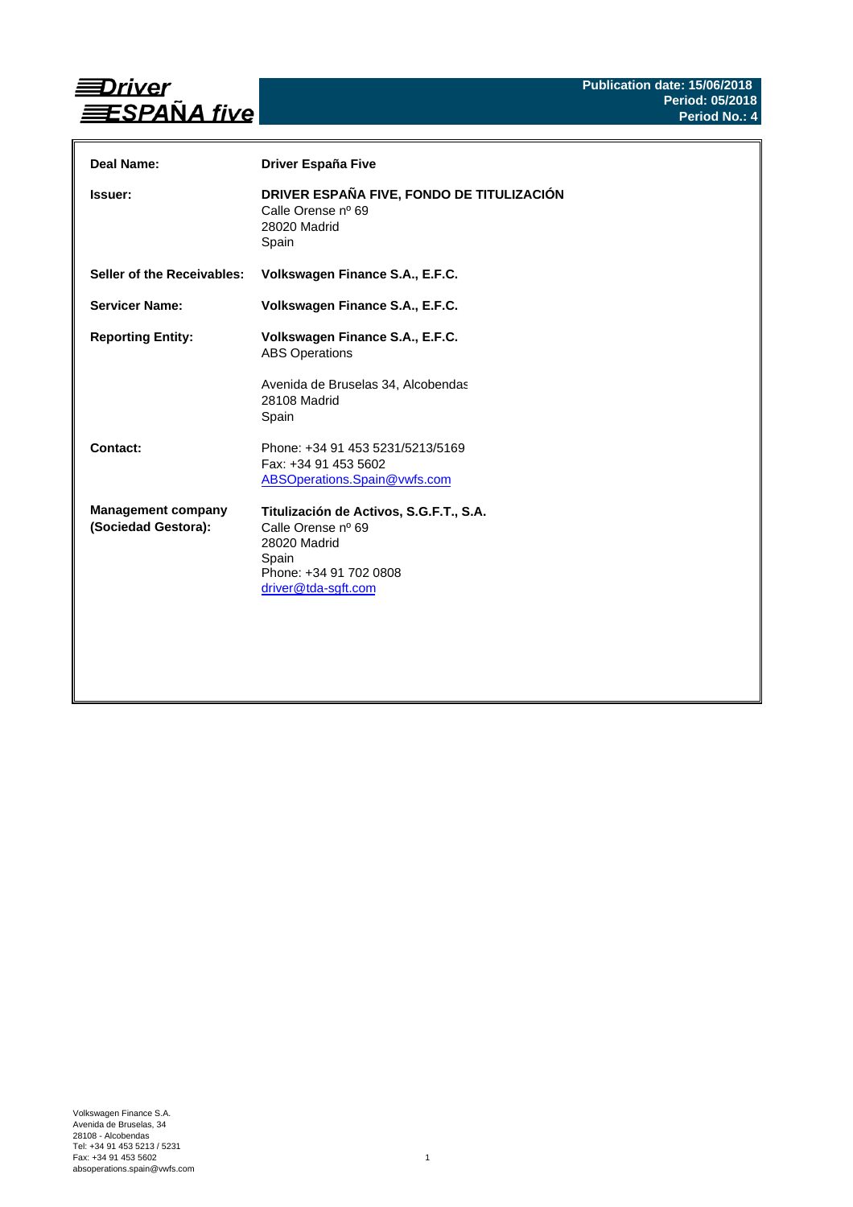**Driver ESPAÑA five**

**Publication date: 15/06/2018**
**Period: 05/2018**
**Period No.: 4**

| | |
|---|---|
| **Deal Name:** | **Driver España Five** |
| **Issuer:** | **DRIVER ESPAÑA FIVE, FONDO DE TITULIZACIÓN**<br>Calle Orense nº 69<br>28020 Madrid<br>Spain |
| **Seller of the Receivables:** | **Volkswagen Finance S.A., E.F.C.** |
| **Servicer Name:** | **Volkswagen Finance S.A., E.F.C.** |
| **Reporting Entity:** | **Volkswagen Finance S.A., E.F.C.**<br>ABS Operations<br><br>Avenida de Bruselas 34, Alcobendas<br>28108 Madrid<br>Spain |
| **Contact:** | Phone: +34 91 453 5231/5213/5169<br>Fax: +34 91 453 5602<br>ABSOperations.Spain@vwfs.com |
| **Management company (Sociedad Gestora):** | **Titulización de Activos, S.G.F.T., S.A.**<br>Calle Orense nº 69<br>28020 Madrid<br>Spain<br>Phone: +34 91 702 0808<br>driver@tda-sgft.com |

Volkswagen Finance S.A.
Avenida de Bruselas, 34
28108 - Alcobendas
Tel: +34 91 453 5213 / 5231
Fax: +34 91 453 5602
absoperations.spain@vwfs.com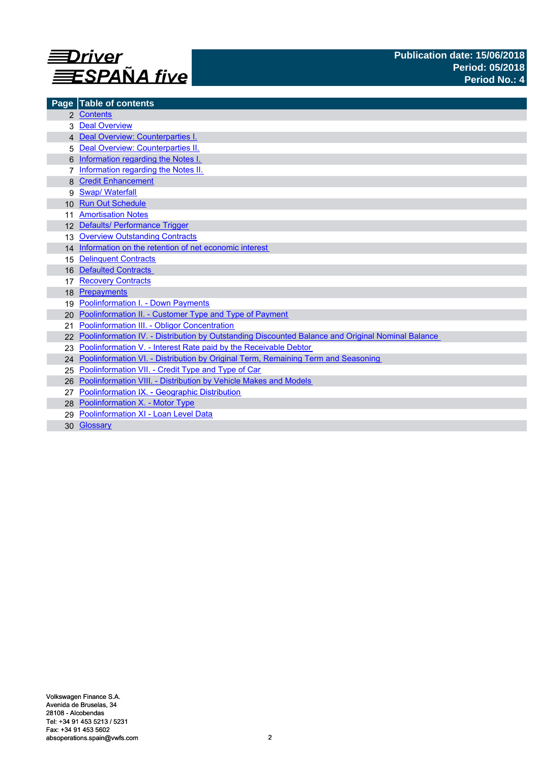# Driver ESPAÑA five

**Publication date: 15/06/2018**
**Period: 05/2018**
**Period No.: 4**

| Page | Table of contents |
|---|---|
| 2 | Contents |
| 3 | Deal Overview |
| 4 | Deal Overview: Counterparties I. |
| 5 | Deal Overview: Counterparties II. |
| 6 | Information regarding the Notes I. |
| 7 | Information regarding the Notes II. |
| 8 | Credit Enhancement |
| 9 | Swap/ Waterfall |
| 10 | Run Out Schedule |
| 11 | Amortisation Notes |
| 12 | Defaults/ Performance Trigger |
| 13 | Overview Outstanding Contracts |
| 14 | Information on the retention of net economic interest |
| 15 | Delinquent Contracts |
| 16 | Defaulted Contracts |
| 17 | Recovery Contracts |
| 18 | Prepayments |
| 19 | Poolinformation I. - Down Payments |
| 20 | Poolinformation II. - Customer Type and Type of Payment |
| 21 | Poolinformation III. - Obligor Concentration |
| 22 | Poolinformation IV. - Distribution by Outstanding Discounted Balance and Original Nominal Balance |
| 23 | Poolinformation V. - Interest Rate paid by the Receivable Debtor |
| 24 | Poolinformation VI. - Distribution by Original Term, Remaining Term and Seasoning |
| 25 | Poolinformation VII. - Credit Type and Type of Car |
| 26 | Poolinformation VIII. - Distribution by Vehicle Makes and Models |
| 27 | Poolinformation IX. - Geographic Distribution |
| 28 | Poolinformation X. - Motor Type |
| 29 | Poolinformation XI - Loan Level Data |
| 30 | Glossary |

Volkswagen Finance S.A.
Avenida de Bruselas, 34
28108 - Alcobendas
Tel: +34 91 453 5213 / 5231
Fax: +34 91 453 5602
absoperations.spain@vwfs.com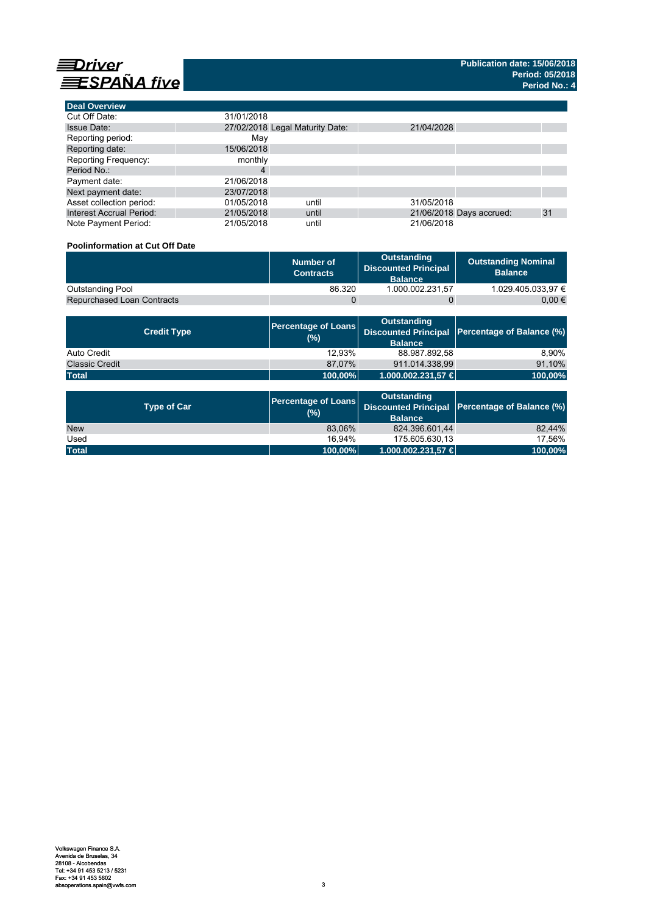# Driver ESPAÑA five

**Publication date: 15/06/2018**
**Period: 05/2018**
**Period No.: 4**

| Deal Overview | | | | | |
|---|---|---|---|---|---|
| Cut Off Date: | 31/01/2018 | | | | |
| Issue Date: | 27/02/2018 | Legal Maturity Date: | 21/04/2028 | | |
| Reporting period: | May | | | | |
| Reporting date: | 15/06/2018 | | | | |
| Reporting Frequency: | monthly | | | | |
| Period No.: | 4 | | | | |
| Payment date: | 21/06/2018 | | | | |
| Next payment date: | 23/07/2018 | | | | |
| Asset collection period: | 01/05/2018 | until | 31/05/2018 | | |
| Interest Accrual Period: | 21/05/2018 | until | 21/06/2018 | Days accrued: | 31 |
| Note Payment Period: | 21/05/2018 | until | 21/06/2018 | | |

**Poolinformation at Cut Off Date**

| | Number of Contracts | Outstanding Discounted Principal Balance | Outstanding Nominal Balance |
|---|---|---|---|
| Outstanding Pool | 86.320 | 1.000.002.231,57 | 1.029.405.033,97 € |
| Repurchased Loan Contracts | 0 | 0 | 0,00 € |

| Credit Type | Percentage of Loans (%) | Outstanding Discounted Principal Balance | Percentage of Balance (%) |
|---|---|---|---|
| Auto Credit | 12,93% | 88.987.892,58 | 8,90% |
| Classic Credit | 87,07% | 911.014.338,99 | 91,10% |
| **Total** | **100,00%** | **1.000.002.231,57 €** | **100,00%** |

| Type of Car | Percentage of Loans (%) | Outstanding Discounted Principal Balance | Percentage of Balance (%) |
|---|---|---|---|
| New | 83,06% | 824.396.601,44 | 82,44% |
| Used | 16,94% | 175.605.630,13 | 17,56% |
| **Total** | **100,00%** | **1.000.002.231,57 €** | **100,00%** |

Volkswagen Finance S.A.
Avenida de Bruselas, 34
28108 - Alcobendas
Tel: +34 91 453 5213 / 5231
Fax: +34 91 453 5602
absoperations.spain@vwfs.com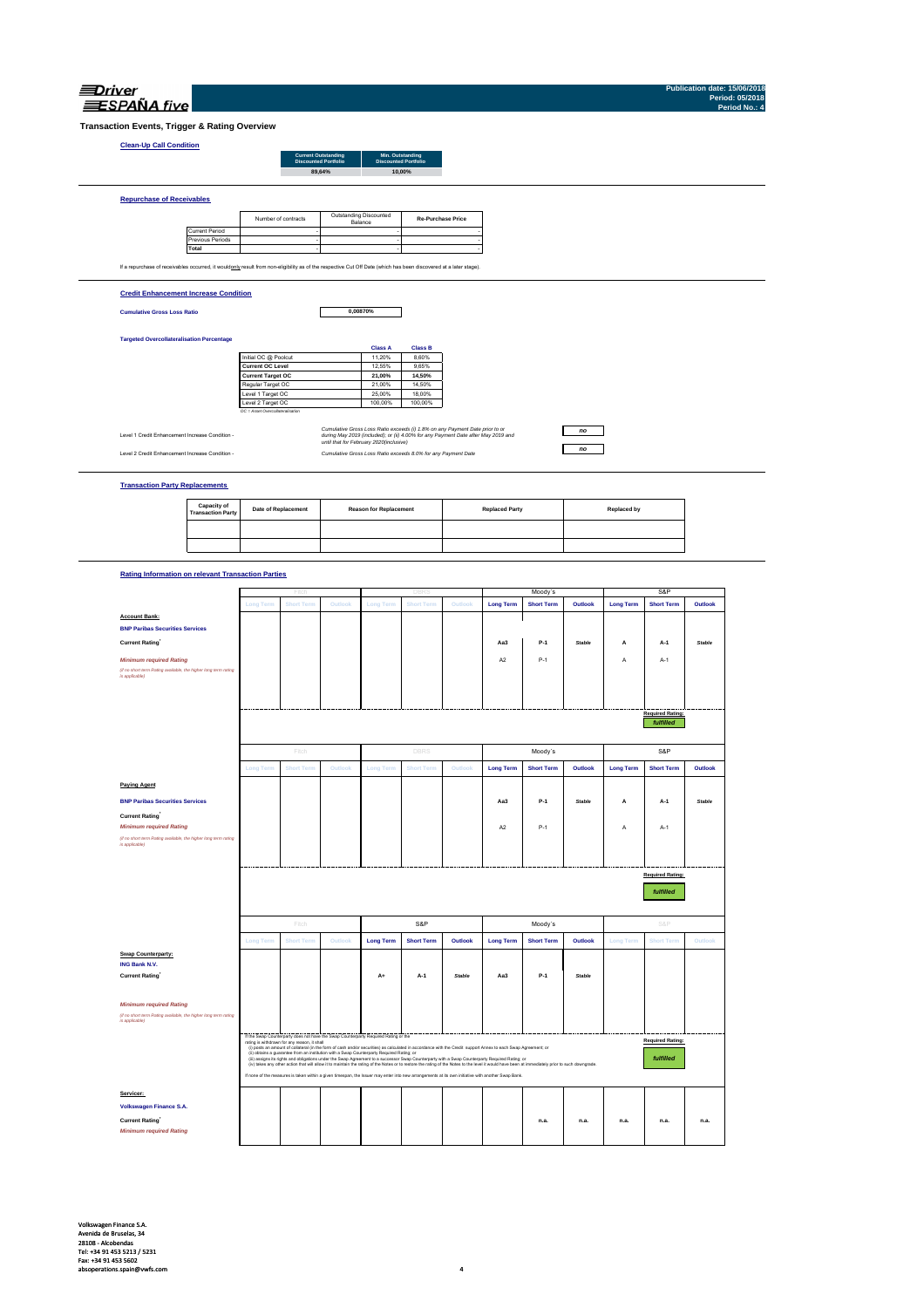**Driver ESPAÑA five**

Publication date: 15/06/2018
Period: 05/2018
Period No.: 4

## Transaction Events, Trigger & Rating Overview

### Clean-Up Call Condition

| Current Outstanding Discounted Portfolio | Min. Outstanding Discounted Portfolio |
|---|---|
| 89,64% | 10,00% |

### Repurchase of Receivables

| | Number of contracts | Outstanding Discounted Balance | Re-Purchase Price |
|---|---|---|---|
| Current Period | - | - | - |
| Previous Periods | - | - | - |
| **Total** | - | - | - |

If a repurchase of receivables occurred, it would only result from non-eligibility as of the respective Cut Off Date (which has been discovered at a later stage).

### Credit Enhancement Increase Condition

**Cumulative Gross Loss Ratio** 0,00870%

**Targeted Overcollateralisation Percentage**

| | Class A | Class B |
|---|---|---|
| Initial OC @ Poolcut | 11,20% | 8,60% |
| **Current OC Level** | 12,55% | 9,65% |
| **Current Target OC** | 21,00% | 14,50% |
| Regular Target OC | 21,00% | 14,50% |
| Level 1 Target OC | 25,00% | 18,00% |
| Level 2 Target OC | 100,00% | 100,00% |

OC = Asset Overcollateralisation

| | | |
|---|---|---|
| Level 1 Credit Enhancement Increase Condition - | *Cumulative Gross Loss Ratio exceeds (i) 1.8% on any Payment Date prior to or during May 2019 (included); or (ii) 4.00% for any Payment Date after May 2019 and until that for February 2020(inclusive)* | no |
| Level 2 Credit Enhancement Increase Condition - | *Cumulative Gross Loss Ratio exceeds 8.0% for any Payment Date* | no |

### Transaction Party Replacements

| Capacity of Transaction Party | Date of Replacement | Reason for Replacement | Replaced Party | Replaced by |
|---|---|---|---|---|
| | | | | |
| | | | | |

### Rating Information on relevant Transaction Parties

| | Fitch | | | DBRS | | | Moody´s | | | S&P | | |
|---|---|---|---|---|---|---|---|---|---|---|---|---|
| | Long Term | Short Term | Outlook | Long Term | Short Term | Outlook | Long Term | Short Term | Outlook | Long Term | Short Term | Outlook |
| **Account Bank:** | | | | | | | | | | | | |
| **BNP Paribas Securities Services** | | | | | | | | | | | | |
| **Current Rating**[*] | | | | | | | Aa3 | P-1 | Stable | A | A-1 | Stable |
| *Minimum required Rating* *(if no short term Rating available, the higher long term rating is applicable)* | | | | | | | A2 | P-1 | | A | A-1 | |
| | | | | | | | | | | | Required Rating: *fulfilled* | |

| | Fitch | | | DBRS | | | Moody´s | | | S&P | | |
|---|---|---|---|---|---|---|---|---|---|---|---|---|
| | Long Term | Short Term | Outlook | Long Term | Short Term | Outlook | Long Term | Short Term | Outlook | Long Term | Short Term | Outlook |
| **Paying Agent** | | | | | | | | | | | | |
| **BNP Paribas Securities Services** | | | | | | | Aa3 | P-1 | Stable | A | A-1 | Stable |
| **Current Rating**[*] | | | | | | | | | | | | |
| *Minimum required Rating* *(if no short term Rating available, the higher long term rating is applicable)* | | | | | | | A2 | P-1 | | A | A-1 | |
| | | | | | | | | | | | Required Rating: *fulfilled* | |

| | Fitch | | | S&P | | | Moody´s | | | S&P | | |
|---|---|---|---|---|---|---|---|---|---|---|---|---|
| | Long Term | Short Term | Outlook | Long Term | Short Term | Outlook | Long Term | Short Term | Outlook | Long Term | Short Term | Outlook |
| **Swap Counterparty:** | | | | | | | | | | | | |
| **ING Bank N.V.** | | | | | | | | | | | | |
| **Current Rating**[*] | | | | A+ | A-1 | Stable | Aa3 | P-1 | Stable | | | |
| *Minimum required Rating* *(if no short term Rating available, the higher long term rating is applicable)* | | | | | | | | | | | | |
| | | | | | | | | | | | Required Rating: *fulfilled* | |

If the Swap Counterparty does not have the Swap Counterparty Required Rating or the rating is withdrawn for any reason, it shall
(i) posts an amount of collateral (in the form of cash and/or securities) as calculated in accordance with the Credit support Annex to each Swap Agreement; or
(ii) obtains a guarantee from an institution with a Swap Counterparty Required Rating; or
(iii) assigns its rights and obligations under the Swap Agreement to a successor Swap Counterparty with a Swap Counterparty Required Rating; or
(iv) takes any other action that will allow it to maintain the rating of the Notes or to restore the rating of the Notes to the level it would have been at immediately prior to such downgrade.
If none of the measures is taken within a given timespan, the Issuer may enter into new arrangements at its own initiative with another Swap Bank.

| | Long Term | Short Term | Outlook | Long Term | Short Term | Outlook | Long Term | Short Term | Outlook | Long Term | Short Term | Outlook |
|---|---|---|---|---|---|---|---|---|---|---|---|---|
| **Servicer:** | | | | | | | | | | | | |
| **Volkswagen Finance S.A.** | | | | | | | | | | | | |
| **Current Rating**[*] | | | | | | | | n.a. | n.a. | n.a. | n.a. | n.a. |
| *Minimum required Rating* | | | | | | | | | | | | |

Volkswagen Finance S.A.
Avenida de Bruselas, 34
28108 - Alcobendas
Tel: +34 91 453 5213 / 5231
Fax: +34 91 453 5602
absoperations.spain@vwfs.com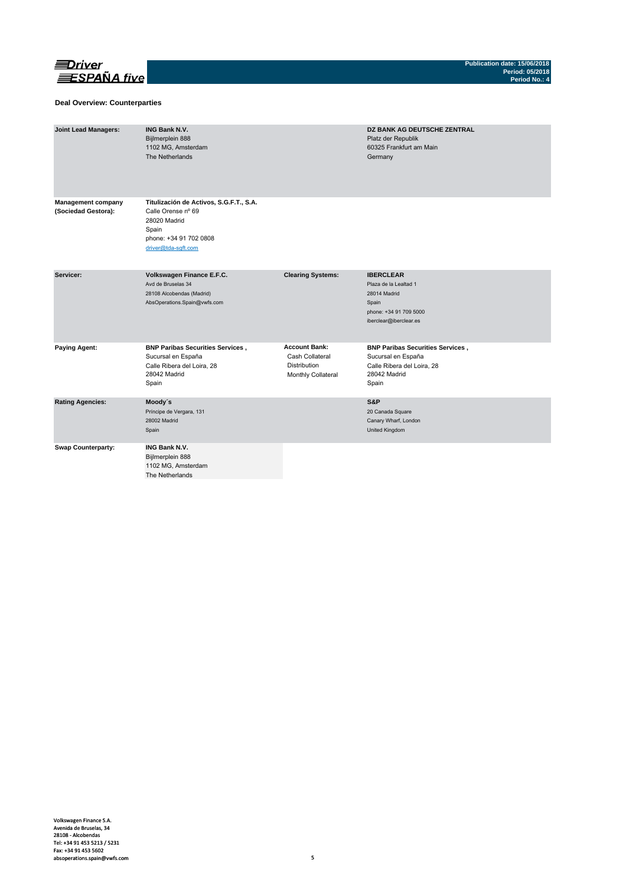## Deal Overview: Counterparties

| | | | |
|---|---|---|---|
| **Joint Lead Managers:** | **ING Bank N.V.**<br>Bijlmerplein 888<br>1102 MG, Amsterdam<br>The Netherlands | | **DZ BANK AG DEUTSCHE ZENTRAL**<br>Platz der Republik<br>60325 Frankfurt am Main<br>Germany |
| **Management company (Sociedad Gestora):** | **Titulización de Activos, S.G.F.T., S.A.**<br>Calle Orense nº 69<br>28020 Madrid<br>Spain<br>phone: +34 91 702 0808<br>driver@tda-sgft.com | | |
| **Servicer:** | **Volkswagen Finance E.F.C.**<br>Avd de Bruselas 34<br>28108 Alcobendas (Madrid)<br>AbsOperations.Spain@vwfs.com | **Clearing Systems:** | **IBERCLEAR**<br>Plaza de la Lealtad 1<br>28014 Madrid<br>Spain<br>phone: +34 91 709 5000<br>iberclear@iberclear.es |
| **Paying Agent:** | **BNP Paribas Securities Services ,**<br>Sucursal en España<br>Calle Ribera del Loira, 28<br>28042 Madrid<br>Spain | **Account Bank:**<br>Cash Collateral<br>Distribution<br>Monthly Collateral | **BNP Paribas Securities Services ,**<br>Sucursal en España<br>Calle Ribera del Loira, 28<br>28042 Madrid<br>Spain |
| **Rating Agencies:** | **Moody´s**<br>Príncipe de Vergara, 131<br>28002 Madrid<br>Spain | | **S&P**<br>20 Canada Square<br>Canary Wharf, London<br>United Kingdom |
| **Swap Counterparty:** | **ING Bank N.V.**<br>Bijlmerplein 888<br>1102 MG, Amsterdam<br>The Netherlands | | |

Volkswagen Finance S.A.
Avenida de Bruselas, 34
28108 - Alcobendas
Tel: +34 91 453 5213 / 5231
Fax: +34 91 453 5602
absoperations.spain@vwfs.com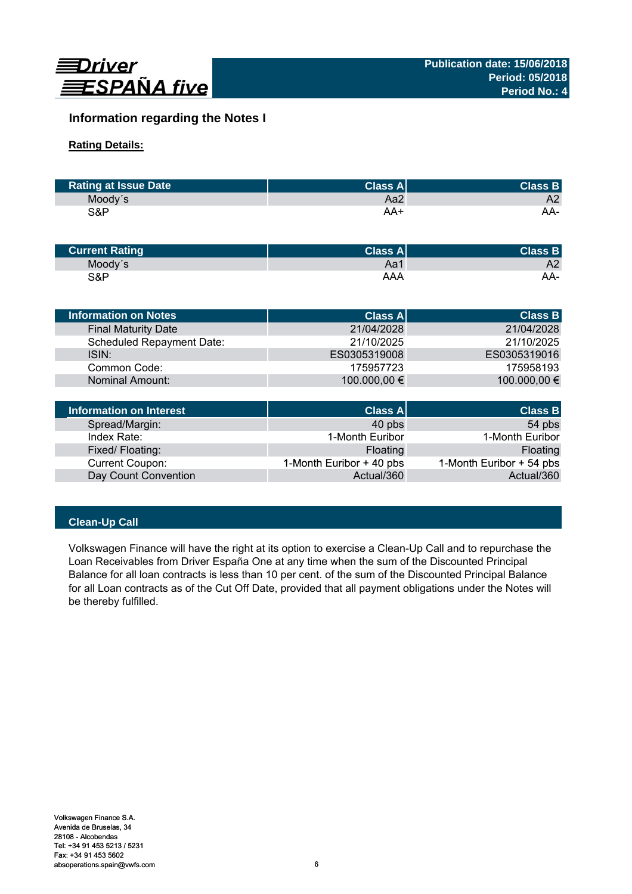Driver ESPAÑA five

**Publication date: 15/06/2018**
**Period: 05/2018**
**Period No.: 4**

## Information regarding the Notes I

**Rating Details:**

| Rating at Issue Date | Class A | Class B |
|---|---|---|
| Moody´s | Aa2 | A2 |
| S&P | AA+ | AA- |

| Current Rating | Class A | Class B |
|---|---|---|
| Moody´s | Aa1 | A2 |
| S&P | AAA | AA- |

| Information on Notes | Class A | Class B |
|---|---|---|
| Final Maturity Date | 21/04/2028 | 21/04/2028 |
| Scheduled Repayment Date: | 21/10/2025 | 21/10/2025 |
| ISIN: | ES0305319008 | ES0305319016 |
| Common Code: | 175957723 | 175958193 |
| Nominal Amount: | 100.000,00 € | 100.000,00 € |

| Information on Interest | Class A | Class B |
|---|---|---|
| Spread/Margin: | 40 pbs | 54 pbs |
| Index Rate: | 1-Month Euribor | 1-Month Euribor |
| Fixed/ Floating: | Floating | Floating |
| Current Coupon: | 1-Month Euribor + 40 pbs | 1-Month Euribor + 54 pbs |
| Day Count Convention | Actual/360 | Actual/360 |

### Clean-Up Call

Volkswagen Finance will have the right at its option to exercise a Clean-Up Call and to repurchase the Loan Receivables from Driver España One at any time when the sum of the Discounted Principal Balance for all loan contracts is less than 10 per cent. of the sum of the Discounted Principal Balance for all Loan contracts as of the Cut Off Date, provided that all payment obligations under the Notes will be thereby fulfilled.

Volkswagen Finance S.A.
Avenida de Bruselas, 34
28108 - Alcobendas
Tel: +34 91 453 5213 / 5231
Fax: +34 91 453 5602
absoperations.spain@vwfs.com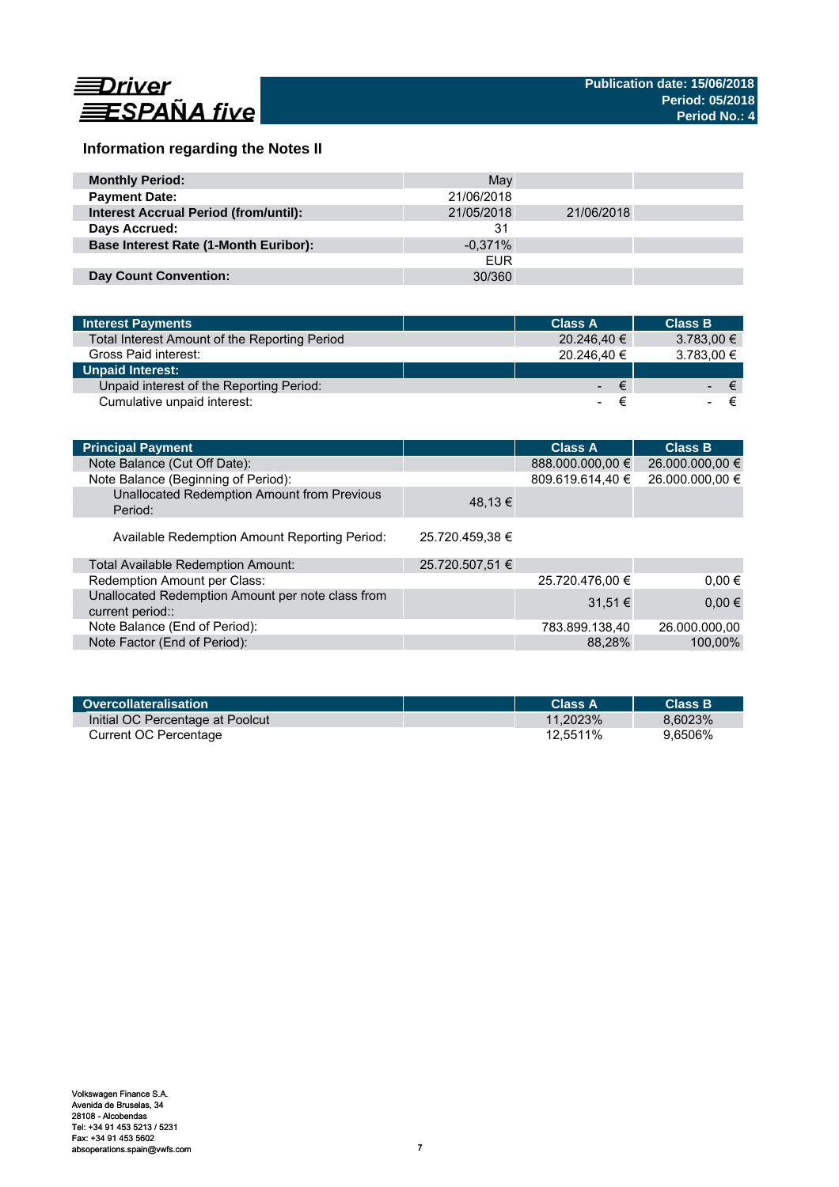## Information regarding the Notes II

| | | | |
|---|---|---|---|
| **Monthly Period:** | May | | |
| **Payment Date:** | 21/06/2018 | | |
| **Interest Accrual Period (from/until):** | 21/05/2018 | 21/06/2018 | |
| **Days Accrued:** | 31 | | |
| **Base Interest Rate (1-Month Euribor):** | -0,371% | | |
| | EUR | | |
| **Day Count Convention:** | 30/360 | | |

| Interest Payments | | Class A | Class B |
|---|---|---|---|
| Total Interest Amount of the Reporting Period | | 20.246,40 € | 3.783,00 € |
| Gross Paid interest: | | 20.246,40 € | 3.783,00 € |
| **Unpaid Interest:** | | | |
| Unpaid interest of the Reporting Period: | | - € | - € |
| Cumulative unpaid interest: | | - € | - € |

| Principal Payment | | Class A | Class B |
|---|---|---|---|
| Note Balance (Cut Off Date): | | 888.000.000,00 € | 26.000.000,00 € |
| Note Balance (Beginning of Period): | | 809.619.614,40 € | 26.000.000,00 € |
| Unallocated Redemption Amount from Previous Period: | 48,13 € | | |
| Available Redemption Amount Reporting Period: | 25.720.459,38 € | | |
| Total Available Redemption Amount: | 25.720.507,51 € | | |
| Redemption Amount per Class: | | 25.720.476,00 € | 0,00 € |
| Unallocated Redemption Amount per note class from current period:: | | 31,51 € | 0,00 € |
| Note Balance (End of Period): | | 783.899.138,40 | 26.000.000,00 |
| Note Factor (End of Period): | | 88,28% | 100,00% |

| Overcollateralisation | | Class A | Class B |
|---|---|---|---|
| Initial OC Percentage at Poolcut | | 11,2023% | 8,6023% |
| Current OC Percentage | | 12,5511% | 9,6506% |

Volkswagen Finance S.A.
Avenida de Bruselas, 34
28108 - Alcobendas
Tel: +34 91 453 5213 / 5231
Fax: +34 91 453 5602
absoperations.spain@vwfs.com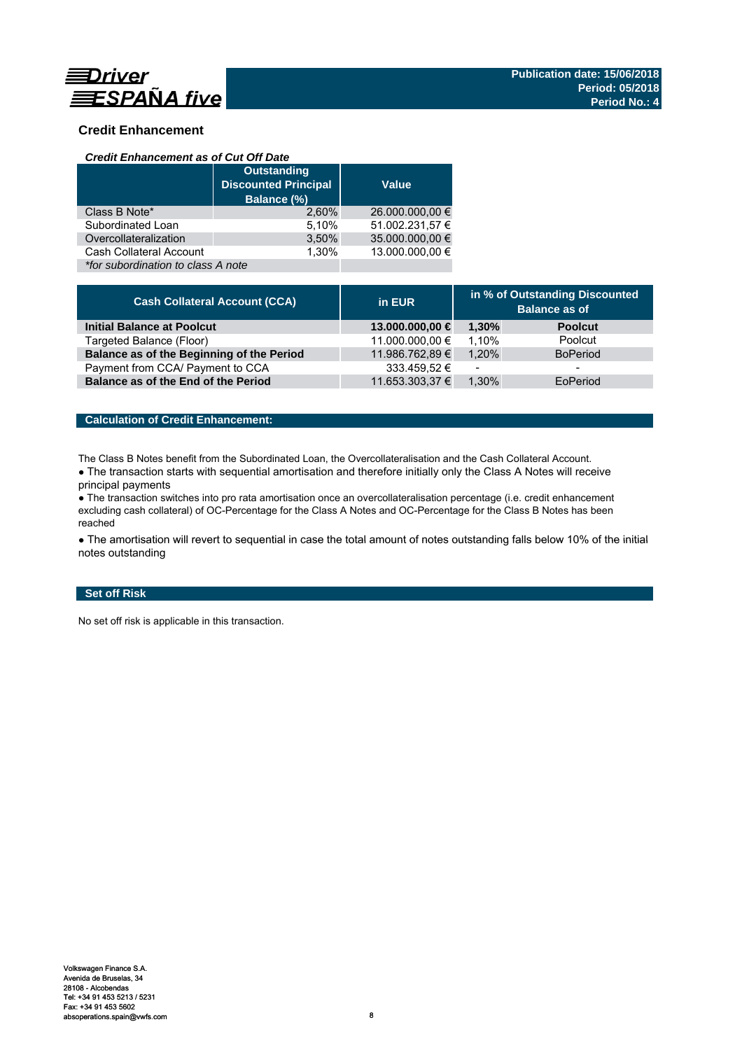## Credit Enhancement

### *Credit Enhancement as of Cut Off Date*

| | Outstanding Discounted Principal Balance (%) | Value |
|---|---|---|
| Class B Note* | 2,60% | 26.000.000,00 € |
| Subordinated Loan | 5,10% | 51.002.231,57 € |
| Overcollateralization | 3,50% | 35.000.000,00 € |
| Cash Collateral Account | 1,30% | 13.000.000,00 € |
| *\*for subordination to class A note* | | |

| Cash Collateral Account (CCA) | in EUR | in % of Outstanding Discounted Balance as of | |
|---|---|---|---|
| **Initial Balance at Poolcut** | **13.000.000,00 €** | **1,30%** | **Poolcut** |
| Targeted Balance (Floor) | 11.000.000,00 € | 1,10% | Poolcut |
| **Balance as of the Beginning of the Period** | 11.986.762,89 € | 1,20% | BoPeriod |
| Payment from CCA/ Payment to CCA | 333.459,52 € | - | - |
| **Balance as of the End of the Period** | 11.653.303,37 € | 1,30% | EoPeriod |

### Calculation of Credit Enhancement:

The Class B Notes benefit from the Subordinated Loan, the Overcollateralisation and the Cash Collateral Account.

- The transaction starts with sequential amortisation and therefore initially only the Class A Notes will receive principal payments
- The transaction switches into pro rata amortisation once an overcollateralisation percentage (i.e. credit enhancement excluding cash collateral) of OC-Percentage for the Class A Notes and OC-Percentage for the Class B Notes has been reached
- The amortisation will revert to sequential in case the total amount of notes outstanding falls below 10% of the initial notes outstanding

### Set off Risk

No set off risk is applicable in this transaction.

Volkswagen Finance S.A.
Avenida de Bruselas, 34
28108 - Alcobendas
Tel: +34 91 453 5213 / 5231
Fax: +34 91 453 5602
absoperations.spain@vwfs.com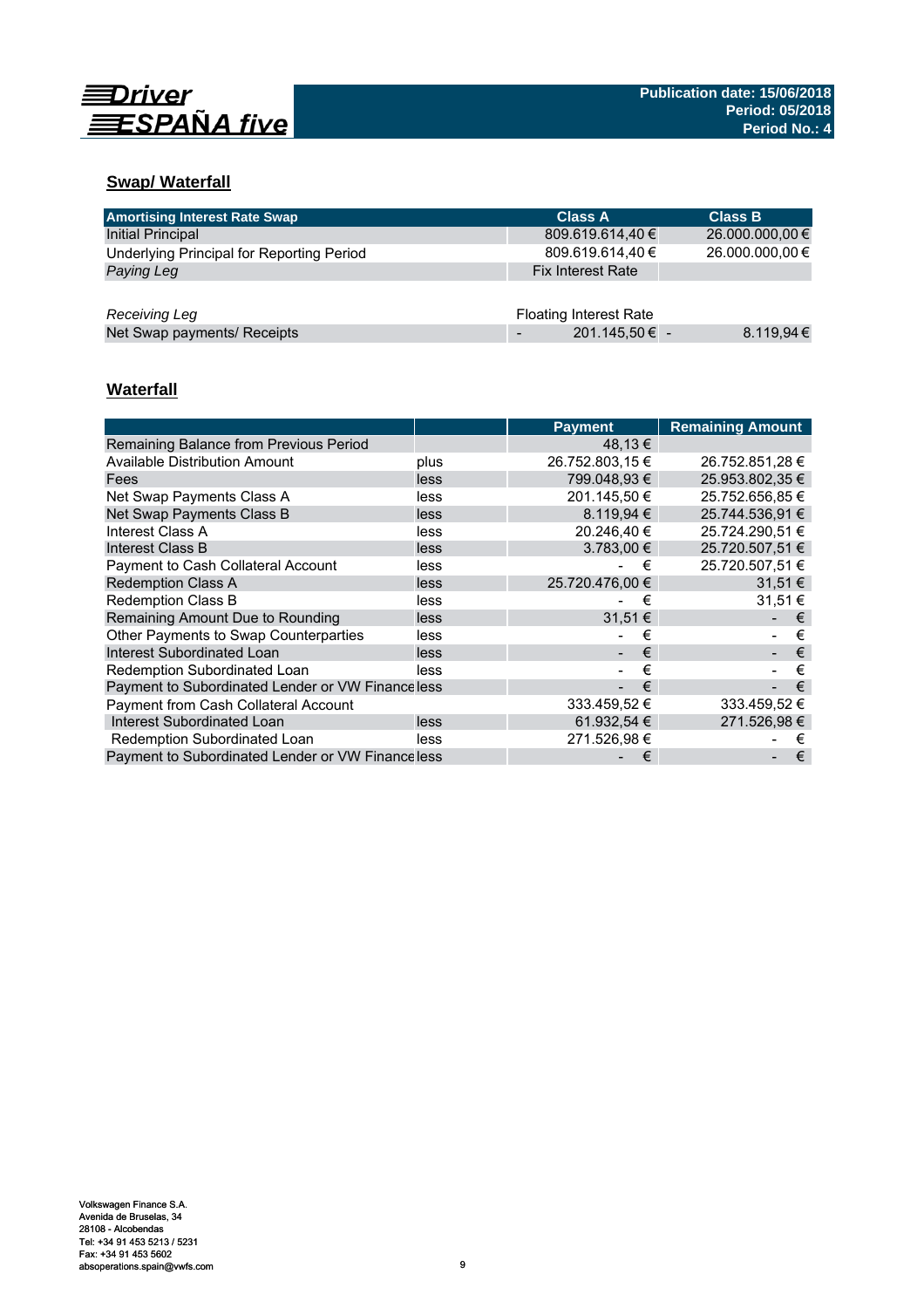Driver ESPAÑA five

Publication date: 15/06/2018
Period: 05/2018
Period No.: 4

## Swap/ Waterfall

| Amortising Interest Rate Swap | Class A | Class B |
|---|---|---|
| Initial Principal | 809.619.614,40 € | 26.000.000,00 € |
| Underlying Principal for Reporting Period | 809.619.614,40 € | 26.000.000,00 € |
| *Paying Leg* | Fix Interest Rate | |
| | | |
| *Receiving Leg* | Floating Interest Rate | |
| Net Swap payments/ Receipts | - 201.145,50 € | - 8.119,94 € |

## Waterfall

| | | Payment | Remaining Amount |
|---|---|---|---|
| Remaining Balance from Previous Period | | 48,13 € | |
| Available Distribution Amount | plus | 26.752.803,15 € | 26.752.851,28 € |
| Fees | less | 799.048,93 € | 25.953.802,35 € |
| Net Swap Payments Class A | less | 201.145,50 € | 25.752.656,85 € |
| Net Swap Payments Class B | less | 8.119,94 € | 25.744.536,91 € |
| Interest Class A | less | 20.246,40 € | 25.724.290,51 € |
| Interest Class B | less | 3.783,00 € | 25.720.507,51 € |
| Payment to Cash Collateral Account | less | - € | 25.720.507,51 € |
| Redemption Class A | less | 25.720.476,00 € | 31,51 € |
| Redemption Class B | less | - € | 31,51 € |
| Remaining Amount Due to Rounding | less | 31,51 € | - € |
| Other Payments to Swap Counterparties | less | - € | - € |
| Interest Subordinated Loan | less | - € | - € |
| Redemption Subordinated Loan | less | - € | - € |
| Payment to Subordinated Lender or VW Finance | less | - € | - € |
| Payment from Cash Collateral Account | | 333.459,52 € | 333.459,52 € |
| Interest Subordinated Loan | less | 61.932,54 € | 271.526,98 € |
| Redemption Subordinated Loan | less | 271.526,98 € | - € |
| Payment to Subordinated Lender or VW Finance | less | - € | - € |

Volkswagen Finance S.A.
Avenida de Bruselas, 34
28108 - Alcobendas
Tel: +34 91 453 5213 / 5231
Fax: +34 91 453 5602
absoperations.spain@vwfs.com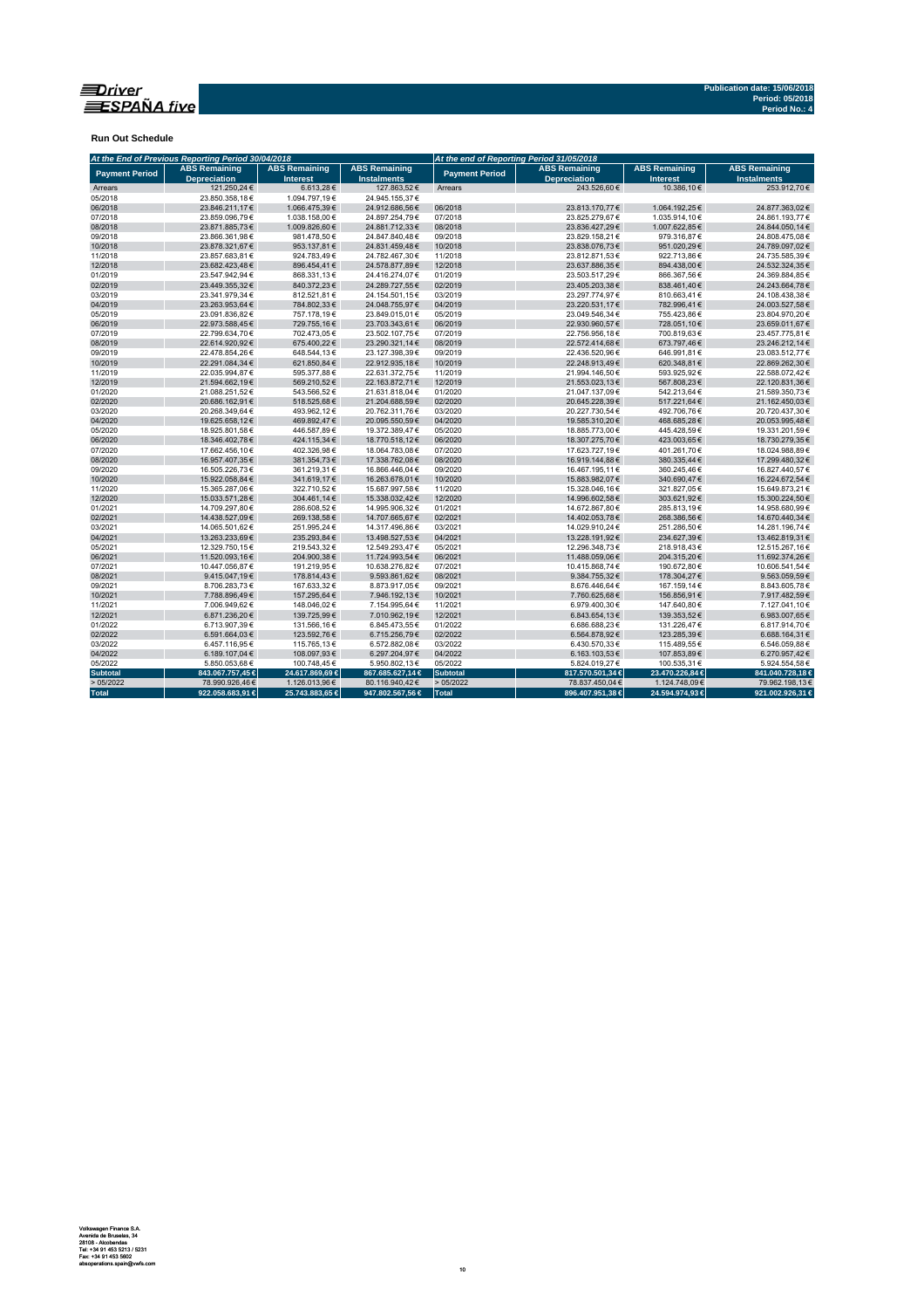Publication date: 15/06/2018
Period: 05/2018
Period No.: 4

**Run Out Schedule**

| At the End of Previous Reporting Period 30/04/2018 | | | | At the end of Reporting Period 31/05/2018 | | | |
|---|---|---|---|---|---|---|---|
| Payment Period | ABS Remaining Depreciation | ABS Remaining Interest | ABS Remaining Instalments | Payment Period | ABS Remaining Depreciation | ABS Remaining Interest | ABS Remaining Instalments |
| Arrears | 121.250,24 € | 6.613,28 € | 127.863,52 € | Arrears | 243.526,60 € | 10.386,10 € | 253.912,70 € |
| 05/2018 | 23.850.358,18 € | 1.094.797,19 € | 24.945.155,37 € | | | | |
| 06/2018 | 23.846.211,17 € | 1.066.475,39 € | 24.912.686,56 € | 06/2018 | 23.813.170,77 € | 1.064.192,25 € | 24.877.363,02 € |
| 07/2018 | 23.859.096,79 € | 1.038.158,00 € | 24.897.254,79 € | 07/2018 | 23.825.279,67 € | 1.035.914,10 € | 24.861.193,77 € |
| 08/2018 | 23.871.885,73 € | 1.009.826,60 € | 24.881.712,33 € | 08/2018 | 23.836.427,29 € | 1.007.622,85 € | 24.844.050,14 € |
| 09/2018 | 23.866.361,98 € | 981.478,50 € | 24.847.840,48 € | 09/2018 | 23.829.158,21 € | 979.316,87 € | 24.808.475,08 € |
| 10/2018 | 23.878.321,67 € | 953.137,81 € | 24.831.459,48 € | 10/2018 | 23.838.076,73 € | 951.020,29 € | 24.789.097,02 € |
| 11/2018 | 23.857.683,81 € | 924.783,49 € | 24.782.467,30 € | 11/2018 | 23.812.871,53 € | 922.713,86 € | 24.735.585,39 € |
| 12/2018 | 23.682.423,48 € | 896.454,41 € | 24.578.877,89 € | 12/2018 | 23.637.886,35 € | 894.438,00 € | 24.532.324,35 € |
| 01/2019 | 23.547.942,94 € | 868.331,13 € | 24.416.274,07 € | 01/2019 | 23.503.517,29 € | 866.367,56 € | 24.369.884,85 € |
| 02/2019 | 23.449.355,32 € | 840.372,23 € | 24.289.727,55 € | 02/2019 | 23.405.203,38 € | 838.461,40 € | 24.243.664,78 € |
| 03/2019 | 23.341.979,34 € | 812.521,81 € | 24.154.501,15 € | 03/2019 | 23.297.774,97 € | 810.663,41 € | 24.108.438,38 € |
| 04/2019 | 23.263.953,64 € | 784.802,33 € | 24.048.755,97 € | 04/2019 | 23.220.531,17 € | 782.996,41 € | 24.003.527,58 € |
| 05/2019 | 23.091.836,82 € | 757.178,19 € | 23.849.015,01 € | 05/2019 | 23.049.546,34 € | 755.423,86 € | 23.804.970,20 € |
| 06/2019 | 22.973.588,45 € | 729.755,16 € | 23.703.343,61 € | 06/2019 | 22.930.960,57 € | 728.051,10 € | 23.659.011,67 € |
| 07/2019 | 22.799.634,70 € | 702.473,05 € | 23.502.107,75 € | 07/2019 | 22.756.956,18 € | 700.819,63 € | 23.457.775,81 € |
| 08/2019 | 22.614.920,92 € | 675.400,22 € | 23.290.321,14 € | 08/2019 | 22.572.414,68 € | 673.797,46 € | 23.246.212,14 € |
| 09/2019 | 22.478.854,26 € | 648.544,13 € | 23.127.398,39 € | 09/2019 | 22.436.520,96 € | 646.991,81 € | 23.083.512,77 € |
| 10/2019 | 22.291.084,34 € | 621.850,84 € | 22.912.935,18 € | 10/2019 | 22.248.913,49 € | 620.348,81 € | 22.869.262,30 € |
| 11/2019 | 22.035.994,87 € | 595.377,88 € | 22.631.372,75 € | 11/2019 | 21.994.146,50 € | 593.925,92 € | 22.588.072,42 € |
| 12/2019 | 21.594.662,19 € | 569.210,52 € | 22.163.872,71 € | 12/2019 | 21.553.023,13 € | 567.808,23 € | 22.120.831,36 € |
| 01/2020 | 21.088.251,52 € | 543.566,52 € | 21.631.818,04 € | 01/2020 | 21.047.137,09 € | 542.213,64 € | 21.589.350,73 € |
| 02/2020 | 20.686.162,91 € | 518.525,68 € | 21.204.688,59 € | 02/2020 | 20.645.228,39 € | 517.221,64 € | 21.162.450,03 € |
| 03/2020 | 20.268.349,64 € | 493.962,12 € | 20.762.311,76 € | 03/2020 | 20.227.730,54 € | 492.706,76 € | 20.720.437,30 € |
| 04/2020 | 19.625.658,12 € | 469.892,47 € | 20.095.550,59 € | 04/2020 | 19.585.310,20 € | 468.685,28 € | 20.053.995,48 € |
| 05/2020 | 18.925.801,58 € | 446.587,89 € | 19.372.389,47 € | 05/2020 | 18.885.773,00 € | 445.428,59 € | 19.331.201,59 € |
| 06/2020 | 18.346.402,78 € | 424.115,34 € | 18.770.518,12 € | 06/2020 | 18.307.275,70 € | 423.003,65 € | 18.730.279,35 € |
| 07/2020 | 17.662.456,10 € | 402.326,98 € | 18.064.783,08 € | 07/2020 | 17.623.727,19 € | 401.261,70 € | 18.024.988,89 € |
| 08/2020 | 16.957.407,35 € | 381.354,73 € | 17.338.762,08 € | 08/2020 | 16.919.144,88 € | 380.335,44 € | 17.299.480,32 € |
| 09/2020 | 16.505.226,73 € | 361.219,31 € | 16.866.446,04 € | 09/2020 | 16.467.195,11 € | 360.245,46 € | 16.827.440,57 € |
| 10/2020 | 15.922.058,84 € | 341.619,17 € | 16.263.678,01 € | 10/2020 | 15.883.982,07 € | 340.690,47 € | 16.224.672,54 € |
| 11/2020 | 15.365.287,06 € | 322.710,52 € | 15.687.997,58 € | 11/2020 | 15.328.046,16 € | 321.827,05 € | 15.649.873,21 € |
| 12/2020 | 15.033.571,28 € | 304.461,14 € | 15.338.032,42 € | 12/2020 | 14.996.602,58 € | 303.621,92 € | 15.300.224,50 € |
| 01/2021 | 14.709.297,80 € | 286.608,52 € | 14.995.906,32 € | 01/2021 | 14.672.867,80 € | 285.813,19 € | 14.958.680,99 € |
| 02/2021 | 14.438.527,09 € | 269.138,58 € | 14.707.665,67 € | 02/2021 | 14.402.053,78 € | 268.386,56 € | 14.670.440,34 € |
| 03/2021 | 14.065.501,62 € | 251.995,24 € | 14.317.496,86 € | 03/2021 | 14.029.910,24 € | 251.286,50 € | 14.281.196,74 € |
| 04/2021 | 13.263.233,69 € | 235.293,84 € | 13.498.527,53 € | 04/2021 | 13.228.191,92 € | 234.627,39 € | 13.462.819,31 € |
| 05/2021 | 12.329.750,15 € | 219.543,32 € | 12.549.293,47 € | 05/2021 | 12.296.348,73 € | 218.918,43 € | 12.515.267,16 € |
| 06/2021 | 11.520.093,16 € | 204.900,38 € | 11.724.993,54 € | 06/2021 | 11.488.059,06 € | 204.315,20 € | 11.692.374,26 € |
| 07/2021 | 10.447.056,87 € | 191.219,95 € | 10.638.276,82 € | 07/2021 | 10.415.868,74 € | 190.672,80 € | 10.606.541,54 € |
| 08/2021 | 9.415.047,19 € | 178.814,43 € | 9.593.861,62 € | 08/2021 | 9.384.755,32 € | 178.304,27 € | 9.563.059,59 € |
| 09/2021 | 8.706.283,73 € | 167.633,32 € | 8.873.917,05 € | 09/2021 | 8.676.446,64 € | 167.159,14 € | 8.843.605,78 € |
| 10/2021 | 7.788.896,49 € | 157.295,64 € | 7.946.192,13 € | 10/2021 | 7.760.625,68 € | 156.856,91 € | 7.917.482,59 € |
| 11/2021 | 7.006.949,62 € | 148.046,02 € | 7.154.995,64 € | 11/2021 | 6.979.400,30 € | 147.640,80 € | 7.127.041,10 € |
| 12/2021 | 6.871.236,20 € | 139.725,99 € | 7.010.962,19 € | 12/2021 | 6.843.654,13 € | 139.353,52 € | 6.983.007,65 € |
| 01/2022 | 6.713.907,39 € | 131.566,16 € | 6.845.473,55 € | 01/2022 | 6.686.688,23 € | 131.226,47 € | 6.817.914,70 € |
| 02/2022 | 6.591.664,03 € | 123.592,76 € | 6.715.256,79 € | 02/2022 | 6.564.878,92 € | 123.285,39 € | 6.688.164,31 € |
| 03/2022 | 6.457.116,95 € | 115.765,13 € | 6.572.882,08 € | 03/2022 | 6.430.570,33 € | 115.489,55 € | 6.546.059,88 € |
| 04/2022 | 6.189.107,04 € | 108.097,93 € | 6.297.204,97 € | 04/2022 | 6.163.103,53 € | 107.853,89 € | 6.270.957,42 € |
| 05/2022 | 5.850.053,68 € | 100.748,45 € | 5.950.802,13 € | 05/2022 | 5.824.019,27 € | 100.535,31 € | 5.924.554,58 € |
| **Subtotal** | **843.067.757,45 €** | **24.617.869,69 €** | **867.685.627,14 €** | **Subtotal** | **817.570.501,34 €** | **23.470.226,84 €** | **841.040.728,18 €** |
| > 05/2022 | 78.990.926,46 € | 1.126.013,96 € | 80.116.940,42 € | > 05/2022 | 78.837.450,04 € | 1.124.748,09 € | 79.962.198,13 € |
| **Total** | **922.058.683,91 €** | **25.743.883,65 €** | **947.802.567,56 €** | **Total** | **896.407.951,38 €** | **24.594.974,93 €** | **921.002.926,31 €** |

Volkswagen Finance S.A.
Avenida de Bruselas, 34
28108 - Alcobendas
Tel: +34 91 453 5213 / 5231
Fax: +34 91 453 5802
absoperations.spain@vwfs.com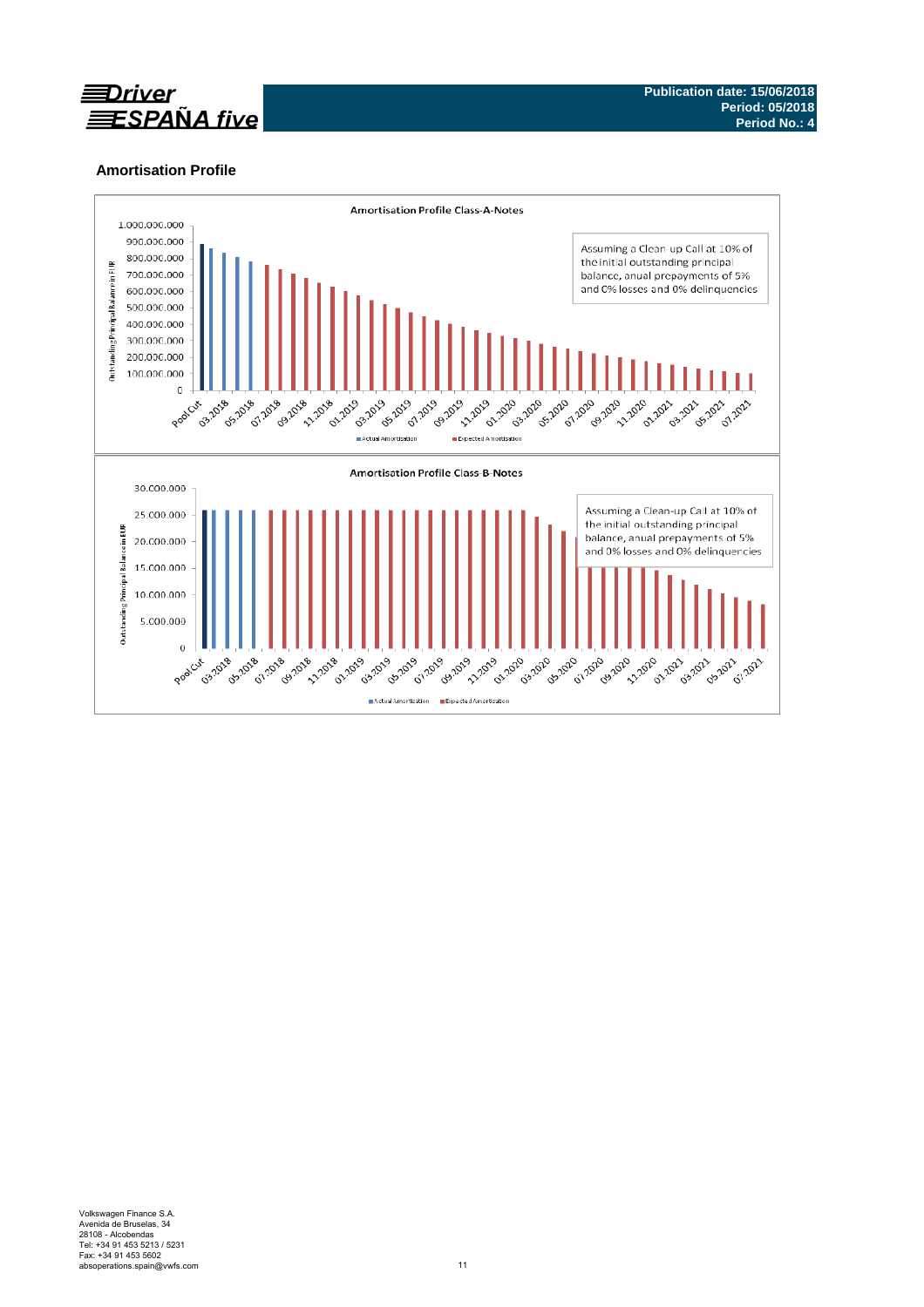## Amortisation Profile

**Amortisation Profile Class-A-Notes**

Assuming a Clean-up Call at 10% of the initial outstanding principal balance, anual prepayments of 5% and 0% losses and 0% delinquencies

Actual Amortisation | Expected Amortisation

**Amortisation Profile Class-B-Notes**

Assuming a Clean-up Call at 10% of the initial outstanding principal balance, anual prepayments of 5% and 0% losses and 0% delinquencies

Actual Amortisation | Expected Amortisation

Volkswagen Finance S.A.
Avenida de Bruselas, 34
28108 - Alcobendas
Tel: +34 91 453 5213 / 5231
Fax: +34 91 453 5602
absoperations.spain@vwfs.com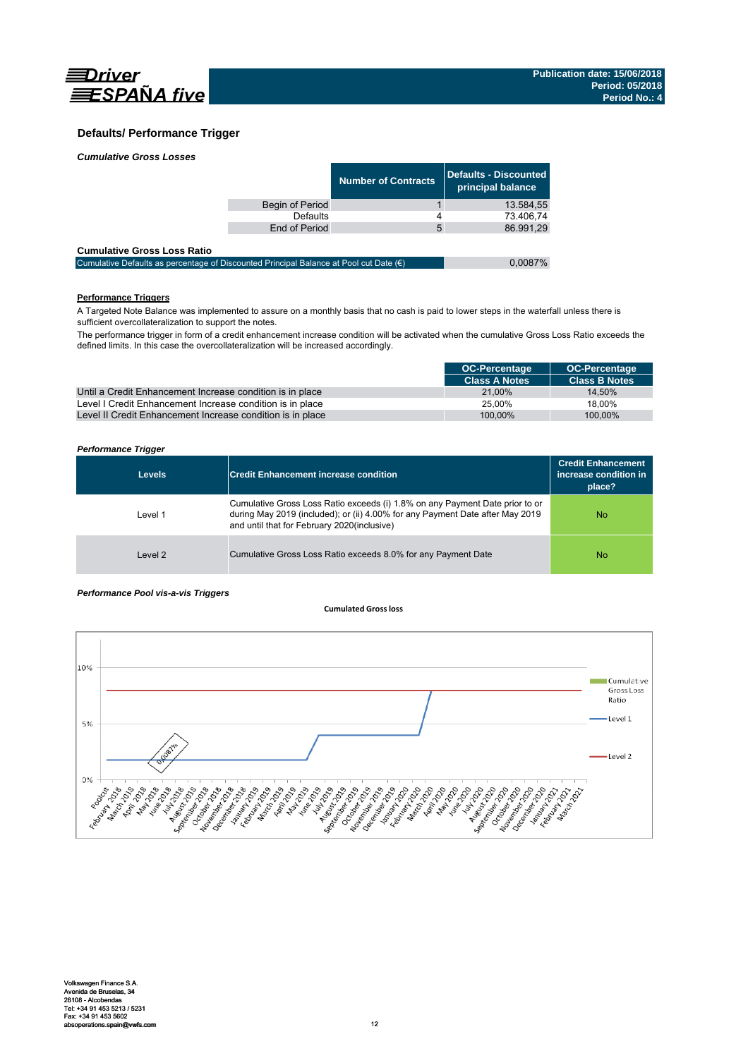## Defaults/ Performance Trigger

*Cumulative Gross Losses*

| | Number of Contracts | Defaults - Discounted principal balance |
|---|---|---|
| Begin of Period | 1 | 13.584,55 |
| Defaults | 4 | 73.406,74 |
| End of Period | 5 | 86.991,29 |

**Cumulative Gross Loss Ratio**

| | |
|---|---|
| Cumulative Defaults as percentage of Discounted Principal Balance at Pool cut Date (€) | 0,0087% |

**Performance Triggers**

A Targeted Note Balance was implemented to assure on a monthly basis that no cash is paid to lower steps in the waterfall unless there is sufficient overcollateralization to support the notes.

The performance trigger in form of a credit enhancement increase condition will be activated when the cumulative Gross Loss Ratio exceeds the defined limits. In this case the overcollateralization will be increased accordingly.

| | OC-Percentage Class A Notes | OC-Percentage Class B Notes |
|---|---|---|
| Until a Credit Enhancement Increase condition is in place | 21,00% | 14,50% |
| Level I Credit Enhancement Increase condition is in place | 25,00% | 18,00% |
| Level II Credit Enhancement Increase condition is in place | 100,00% | 100,00% |

*Performance Trigger*

| Levels | Credit Enhancement increase condition | Credit Enhancement increase condition in place? |
|---|---|---|
| Level 1 | Cumulative Gross Loss Ratio exceeds (i) 1.8% on any Payment Date prior to or during May 2019 (included); or (ii) 4.00% for any Payment Date after May 2019 and until that for February 2020(inclusive) | No |
| Level 2 | Cumulative Gross Loss Ratio exceeds 8.0% for any Payment Date | No |

*Performance Pool vis-a-vis Triggers*

**Cumulated Gross loss**

Legend: Cumulative Gross Loss Ratio; Level 1; Level 2

Y-axis: 0%, 5%, 10%

Data label: 0,0087%

X-axis: Poolcut, February 2018, March 2018, April 2018, May 2018, June 2018, July 2018, August 2018, September 2018, October 2018, November 2018, December 2018, January 2019, February 2019, March 2019, April 2019, May 2019, June 2019, July 2019, August 2019, September 2019, October 2019, November 2019, December 2019, January 2020, February 2020, March 2020, April 2020, May 2020, June 2020, July 2020, August 2020, September 2020, October 2020, November 2020, December 2020, January 2021, February 2021, March 2021

Volkswagen Finance S.A.
Avenida de Bruselas, 34
28108 - Alcobendas
Tel: +34 91 453 5213 / 5231
Fax: +34 91 453 5602
absoperations.spain@vwfs.com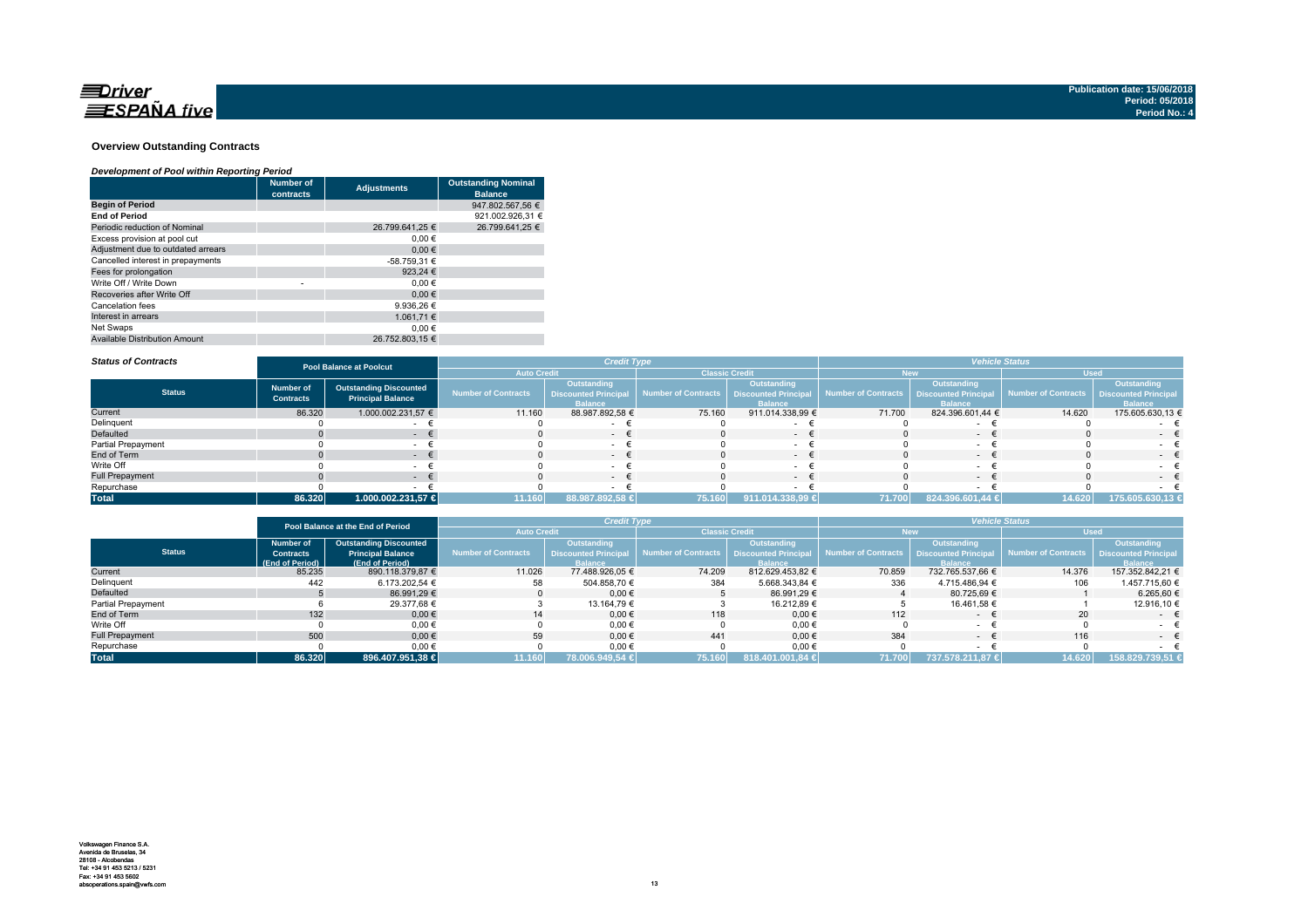Driver ESPAÑA five

Publication date: 15/06/2018
Period: 05/2018
Period No.: 4

## Overview Outstanding Contracts

*Development of Pool within Reporting Period*

| | Number of contracts | Adjustments | Outstanding Nominal Balance |
|---|---|---|---|
| **Begin of Period** | | | 947.802.567,56 € |
| **End of Period** | | | 921.002.926,31 € |
| Periodic reduction of Nominal | | 26.799.641,25 € | 26.799.641,25 € |
| Excess provision at pool cut | | 0,00 € | |
| Adjustment due to outdated arrears | | 0,00 € | |
| Cancelled interest in prepayments | | -58.759,31 € | |
| Fees for prolongation | | 923,24 € | |
| Write Off / Write Down | - | 0,00 € | |
| Recoveries after Write Off | | 0,00 € | |
| Cancelation fees | | 9.936,26 € | |
| Interest in arrears | | 1.061,71 € | |
| Net Swaps | | 0,00 € | |
| Available Distribution Amount | | 26.752.803,15 € | |

*Status of Contracts*

| Status | Pool Balance at Poolcut | | Credit Type | | | | Vehicle Status | | | |
|---|---|---|---|---|---|---|---|---|---|---|
| | | | Auto Credit | | Classic Credit | | New | | Used | |
| | Number of Contracts | Outstanding Discounted Principal Balance | Number of Contracts | Outstanding Discounted Principal Balance | Number of Contracts | Outstanding Discounted Principal Balance | Number of Contracts | Outstanding Discounted Principal Balance | Number of Contracts | Outstanding Discounted Principal Balance |
| Current | 86.320 | 1.000.002.231,57 € | 11.160 | 88.987.892,58 € | 75.160 | 911.014.338,99 € | 71.700 | 824.396.601,44 € | 14.620 | 175.605.630,13 € |
| Delinquent | 0 | - € | 0 | - € | 0 | - € | 0 | - € | 0 | - € |
| Defaulted | 0 | - € | 0 | - € | 0 | - € | 0 | - € | 0 | - € |
| Partial Prepayment | 0 | - € | 0 | - € | 0 | - € | 0 | - € | 0 | - € |
| End of Term | 0 | - € | 0 | - € | 0 | - € | 0 | - € | 0 | - € |
| Write Off | 0 | - € | 0 | - € | 0 | - € | 0 | - € | 0 | - € |
| Full Prepayment | 0 | - € | 0 | - € | 0 | - € | 0 | - € | 0 | - € |
| Repurchase | 0 | - € | 0 | - € | 0 | - € | 0 | - € | 0 | - € |
| **Total** | **86.320** | **1.000.002.231,57 €** | **11.160** | **88.987.892,58 €** | **75.160** | **911.014.338,99 €** | **71.700** | **824.396.601,44 €** | **14.620** | **175.605.630,13 €** |

| Status | Pool Balance at the End of Period | | Credit Type | | | | Vehicle Status | | | |
|---|---|---|---|---|---|---|---|---|---|---|
| | | | Auto Credit | | Classic Credit | | New | | Used | |
| | Number of Contracts (End of Period) | Outstanding Discounted Principal Balance (End of Period) | Number of Contracts | Outstanding Discounted Principal Balance | Number of Contracts | Outstanding Discounted Principal Balance | Number of Contracts | Outstanding Discounted Principal Balance | Number of Contracts | Outstanding Discounted Principal Balance |
| Current | 85.235 | 890.118.379,87 € | 11.026 | 77.488.926,05 € | 74.209 | 812.629.453,82 € | 70.859 | 732.765.537,66 € | 14.376 | 157.352.842,21 € |
| Delinquent | 442 | 6.173.202,54 € | 58 | 504.858,70 € | 384 | 5.668.343,84 € | 336 | 4.715.486,94 € | 106 | 1.457.715,60 € |
| Defaulted | 5 | 86.991,29 € | 0 | 0,00 € | 5 | 86.991,29 € | 4 | 80.725,69 € | 1 | 6.265,60 € |
| Partial Prepayment | 6 | 29.377,68 € | 3 | 13.164,79 € | 3 | 16.212,89 € | 5 | 16.461,58 € | 1 | 12.916,10 € |
| End of Term | 132 | 0,00 € | 14 | 0,00 € | 118 | 0,00 € | 112 | - € | 20 | - € |
| Write Off | 0 | 0,00 € | 0 | 0,00 € | 0 | 0,00 € | 0 | - € | 0 | - € |
| Full Prepayment | 500 | 0,00 € | 59 | 0,00 € | 441 | 0,00 € | 384 | - € | 116 | - € |
| Repurchase | 0 | 0,00 € | 0 | 0,00 € | 0 | 0,00 € | 0 | - € | 0 | - € |
| **Total** | **86.320** | **896.407.951,38 €** | **11.160** | **78.006.949,54 €** | **75.160** | **818.401.001,84 €** | **71.700** | **737.578.211,87 €** | **14.620** | **158.829.739,51 €** |

Volkswagen Finance S.A.
Avenida de Bruselas, 34
28108 - Alcobendas
Tel: +34 91 453 5213 / 5231
Fax: +34 91 453 5602
absoperations.spain@vwfs.com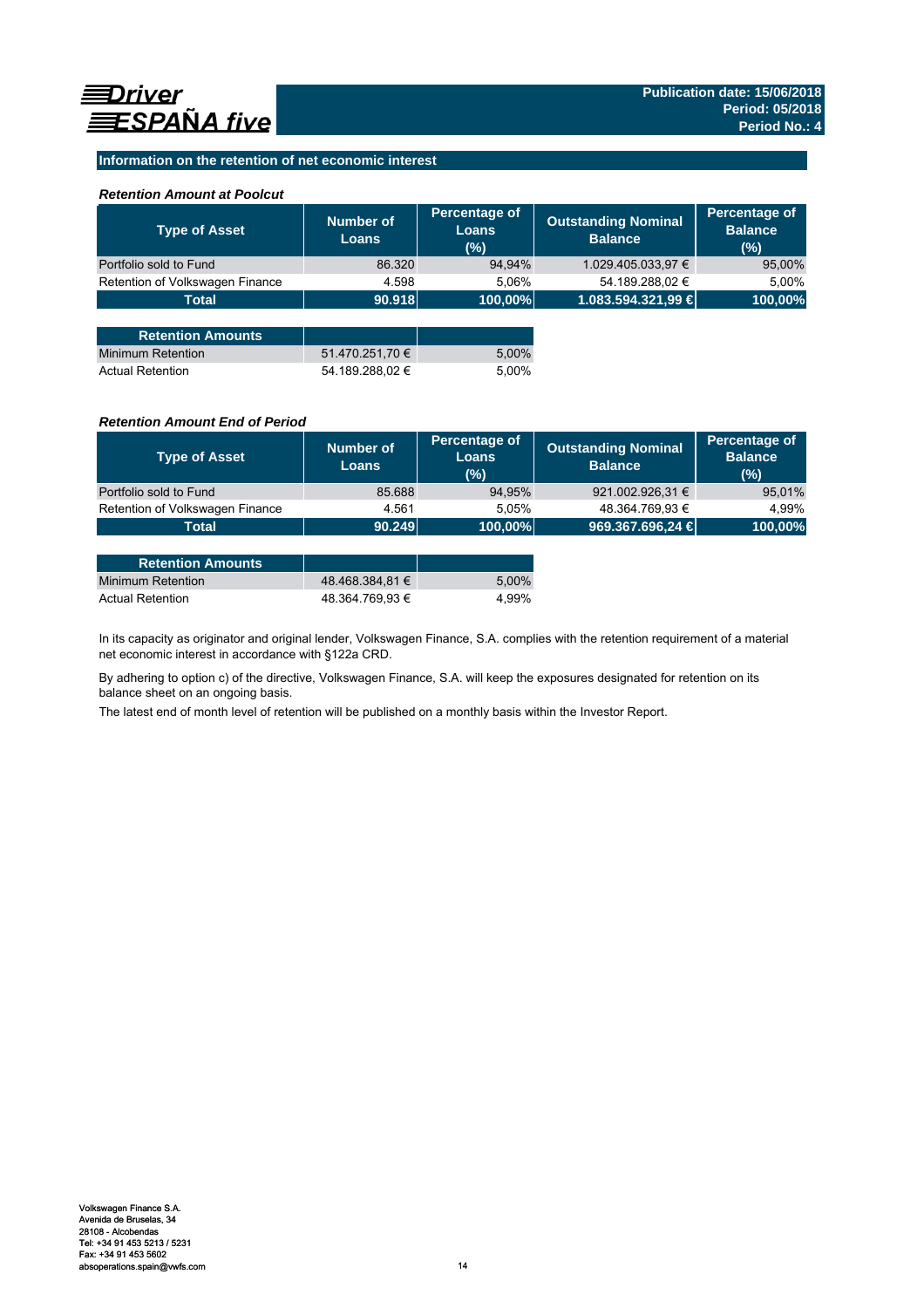Driver ESPAÑA five

**Publication date: 15/06/2018**
**Period: 05/2018**
**Period No.: 4**

## Information on the retention of net economic interest

### *Retention Amount at Poolcut*

| Type of Asset | Number of Loans | Percentage of Loans (%) | Outstanding Nominal Balance | Percentage of Balance (%) |
|---|---|---|---|---|
| Portfolio sold to Fund | 86.320 | 94,94% | 1.029.405.033,97 € | 95,00% |
| Retention of Volkswagen Finance | 4.598 | 5,06% | 54.189.288,02 € | 5,00% |
| **Total** | **90.918** | **100,00%** | **1.083.594.321,99 €** | **100,00%** |

| Retention Amounts | | |
|---|---|---|
| Minimum Retention | 51.470.251,70 € | 5,00% |
| Actual Retention | 54.189.288,02 € | 5,00% |

### *Retention Amount End of Period*

| Type of Asset | Number of Loans | Percentage of Loans (%) | Outstanding Nominal Balance | Percentage of Balance (%) |
|---|---|---|---|---|
| Portfolio sold to Fund | 85.688 | 94,95% | 921.002.926,31 € | 95,01% |
| Retention of Volkswagen Finance | 4.561 | 5,05% | 48.364.769,93 € | 4,99% |
| **Total** | **90.249** | **100,00%** | **969.367.696,24 €** | **100,00%** |

| Retention Amounts | | |
|---|---|---|
| Minimum Retention | 48.468.384,81 € | 5,00% |
| Actual Retention | 48.364.769,93 € | 4,99% |

In its capacity as originator and original lender, Volkswagen Finance, S.A. complies with the retention requirement of a material net economic interest in accordance with §122a CRD.

By adhering to option c) of the directive, Volkswagen Finance, S.A. will keep the exposures designated for retention on its balance sheet on an ongoing basis.

The latest end of month level of retention will be published on a monthly basis within the Investor Report.

Volkswagen Finance S.A.
Avenida de Bruselas, 34
28108 - Alcobendas
Tel: +34 91 453 5213 / 5231
Fax: +34 91 453 5602
absoperations.spain@vwfs.com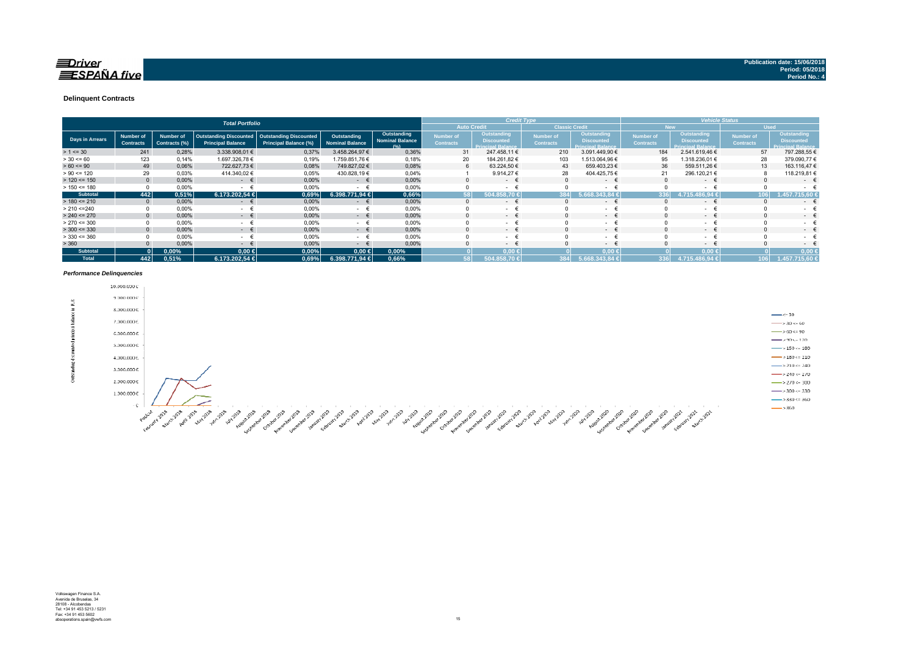Publication date: 15/06/2018
Period: 05/2018
Period No.: 4

### Delinquent Contracts

| Total Portfolio | | | | | | | Credit Type | | | | Vehicle Status | | | |
|---|---|---|---|---|---|---|---|---|---|---|---|---|---|---|
| | | | | | | | Auto Credit | | Classic Credit | | New | | Used | |
| Days in Arrears | Number of Contracts | Number of Contracts (%) | Outstanding Discounted Principal Balance | Outstanding Discounted Principal Balance (%) | Outstanding Nominal Balance | Outstanding Nominal Balance (%) | Number of Contracts | Outstanding Discounted Principal Balance | Number of Contracts | Outstanding Discounted Principal Balance | Number of Contracts | Outstanding Discounted Principal Balance | Number of Contracts | Outstanding Discounted Principal Balance |
| > 1 <= 30 | 241 | 0,28% | 3.338.908,01 € | 0,37% | 3.458.264,97 € | 0,36% | 31 | 247.458,11 € | 210 | 3.091.449,90 € | 184 | 2.541.619,46 € | 57 | 797.288,55 € |
| > 30 <= 60 | 123 | 0,14% | 1.697.326,78 € | 0,19% | 1.759.851,76 € | 0,18% | 20 | 184.261,82 € | 103 | 1.513.064,96 € | 95 | 1.318.236,01 € | 28 | 379.090,77 € |
| > 60 <= 90 | 49 | 0,06% | 722.627,73 € | 0,08% | 749.827,02 € | 0,08% | 6 | 63.224,50 € | 43 | 659.403,23 € | 36 | 559.511,26 € | 13 | 163.116,47 € |
| > 90 <= 120 | 29 | 0,03% | 414.340,02 € | 0,05% | 430.828,19 € | 0,04% | 1 | 9.914,27 € | 28 | 404.425,75 € | 21 | 296.120,21 € | 8 | 118.219,81 € |
| > 120 <= 150 | 0 | 0,00% | - € | 0,00% | - € | 0,00% | 0 | - € | 0 | - € | 0 | - € | 0 | - € |
| > 150 <= 180 | 0 | 0,00% | - € | 0,00% | - € | 0,00% | 0 | - € | 0 | - € | 0 | - € | 0 | - € |
| **Subtotal** | **442** | **0,51%** | **6.173.202,54 €** | **0,69%** | **6.398.771,94 €** | **0,66%** | **58** | **504.858,70 €** | **384** | **5.668.343,84 €** | **336** | **4.715.486,94 €** | **106** | **1.457.715,60 €** |
| > 180 <= 210 | 0 | 0,00% | - € | 0,00% | - € | 0,00% | 0 | - € | 0 | - € | 0 | - € | 0 | - € |
| > 210 <=240 | 0 | 0,00% | - € | 0,00% | - € | 0,00% | 0 | - € | 0 | - € | 0 | - € | 0 | - € |
| > 240 <= 270 | 0 | 0,00% | - € | 0,00% | - € | 0,00% | 0 | - € | 0 | - € | 0 | - € | 0 | - € |
| > 270 <= 300 | 0 | 0,00% | - € | 0,00% | - € | 0,00% | 0 | - € | 0 | - € | 0 | - € | 0 | - € |
| > 300 <= 330 | 0 | 0,00% | - € | 0,00% | - € | 0,00% | 0 | - € | 0 | - € | 0 | - € | 0 | - € |
| > 330 <= 360 | 0 | 0,00% | - € | 0,00% | - € | 0,00% | 0 | - € | 0 | - € | 0 | - € | 0 | - € |
| > 360 | 0 | 0,00% | - € | 0,00% | - € | 0,00% | 0 | - € | 0 | - € | 0 | - € | 0 | - € |
| **Subtotal** | **0** | **0,00%** | **0,00 €** | **0,00%** | **0,00 €** | **0,00%** | **0** | **0,00 €** | **0** | **0,00 €** | **0** | **0,00 €** | **0** | **0,00 €** |
| **Total** | **442** | **0,51%** | **6.173.202,54 €** | **0,69%** | **6.398.771,94 €** | **0,66%** | **58** | **504.858,70 €** | **384** | **5.668.343,84 €** | **336** | **4.715.486,94 €** | **106** | **1.457.715,60 €** |

*Performance Delinquencies*

Volkswagen Finance S.A.
Avenida de Bruselas, 34
28108 - Alcobendas
Tel: +34 91 453 5213 / 5231
Fax: +34 91 453 5602
absoperations.spain@vwfs.com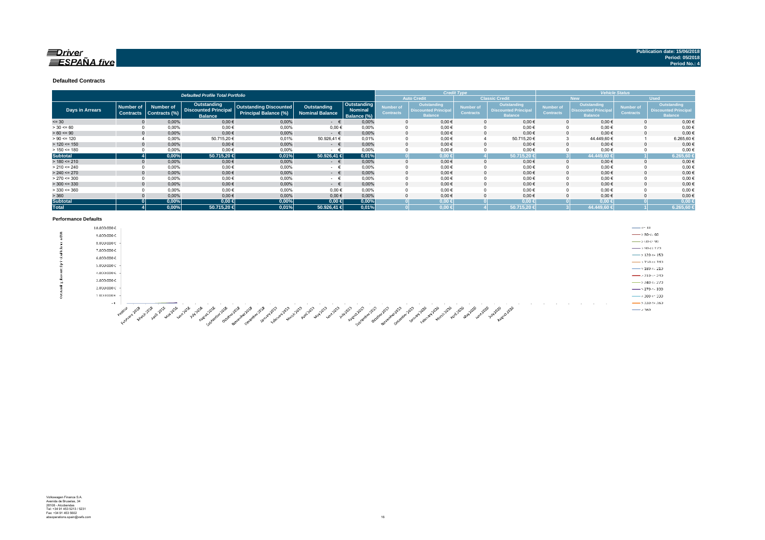**Publication date: 15/06/2018**
**Period: 05/2018**
**Period No.: 4**

### Defaulted Contracts

| Defaulted Profile Total Portfolio | | | | | | | Credit Type | | | | Vehicle Status | | | |
|---|---|---|---|---|---|---|---|---|---|---|---|---|---|---|
| | | | | | | | Auto Credit | | Classic Credit | | New | | Used | |
| Days in Arrears | Number of Contracts | Number of Contracts (%) | Outstanding Discounted Principal Balance | Outstanding Discounted Principal Balance (%) | Outstanding Nominal Balance | Outstanding Nominal Balance (%) | Number of Contracts | Outstanding Discounted Principal Balance | Number of Contracts | Outstanding Discounted Principal Balance | Number of Contracts | Outstanding Discounted Principal Balance | Number of Contracts | Outstanding Discounted Principal Balance |
| <= 30 | 0 | 0,00% | 0,00 € | 0,00% | - € | 0,00% | 0 | 0,00 € | 0 | 0,00 € | 0 | 0,00 € | 0 | 0,00 € |
| > 30 <= 60 | 0 | 0,00% | 0,00 € | 0,00% | 0,00 € | 0,00% | 0 | 0,00 € | 0 | 0,00 € | 0 | 0,00 € | 0 | 0,00 € |
| > 60 <= 90 | 0 | 0,00% | 0,00 € | 0,00% | - € | 0,00% | 0 | 0,00 € | 0 | 0,00 € | 0 | 0,00 € | 0 | 0,00 € |
| > 90 <= 120 | 4 | 0,00% | 50.715,20 € | 0,01% | 50.926,41 € | 0,01% | 0 | 0,00 € | 4 | 50.715,20 € | 3 | 44.449,60 € | 1 | 6.265,60 € |
| > 120 <= 150 | 0 | 0,00% | 0,00 € | 0,00% | - € | 0,00% | 0 | 0,00 € | 0 | 0,00 € | 0 | 0,00 € | 0 | 0,00 € |
| > 150 <= 180 | 0 | 0,00% | 0,00 € | 0,00% | - € | 0,00% | 0 | 0,00 € | 0 | 0,00 € | 0 | 0,00 € | 0 | 0,00 € |
| **Subtotal** | **4** | **0,00%** | **50.715,20 €** | **0,01%** | **50.926,41 €** | **0,01%** | **0** | **0,00 €** | **4** | **50.715,20 €** | **3** | **44.449,60 €** | **1** | **6.265,60 €** |
| > 180 <= 210 | 0 | 0,00% | 0,00 € | 0,00% | - € | 0,00% | 0 | 0,00 € | 0 | 0,00 € | 0 | 0,00 € | 0 | 0,00 € |
| > 210 <= 240 | 0 | 0,00% | 0,00 € | 0,00% | - € | 0,00% | 0 | 0,00 € | 0 | 0,00 € | 0 | 0,00 € | 0 | 0,00 € |
| > 240 <= 270 | 0 | 0,00% | 0,00 € | 0,00% | - € | 0,00% | 0 | 0,00 € | 0 | 0,00 € | 0 | 0,00 € | 0 | 0,00 € |
| > 270 <= 300 | 0 | 0,00% | 0,00 € | 0,00% | - € | 0,00% | 0 | 0,00 € | 0 | 0,00 € | 0 | 0,00 € | 0 | 0,00 € |
| > 300 <= 330 | 0 | 0,00% | 0,00 € | 0,00% | - € | 0,00% | 0 | 0,00 € | 0 | 0,00 € | 0 | 0,00 € | 0 | 0,00 € |
| > 330 <= 360 | 0 | 0,00% | 0,00 € | 0,00% | 0,00 € | 0,00% | 0 | 0,00 € | 0 | 0,00 € | 0 | 0,00 € | 0 | 0,00 € |
| > 360 | 0 | 0,00% | 0,00 € | 0,00% | 0,00 € | 0,00% | 0 | 0,00 € | 0 | 0,00 € | 0 | 0,00 € | 0 | 0,00 € |
| **Subtotal** | **0** | **0,00%** | **0,00 €** | **0,00%** | **0,00 €** | **0,00%** | **0** | **0,00 €** | **0** | **0,00 €** | **0** | **0,00 €** | **0** | **0,00 €** |
| **Total** | **4** | **0,00%** | **50.715,20 €** | **0,01%** | **50.926,41 €** | **0,01%** | **0** | **0,00 €** | **4** | **50.715,20 €** | **3** | **44.449,60 €** | **1** | **6.265,60 €** |

### Performance Defaults

Volkswagen Finance S.A.
Avenida de Bruselas, 34
28108 - Alcobendas
Tel: +34 91 453 5213 / 5231
Fax: +34 91 453 5602
absoperations.spain@vwfs.com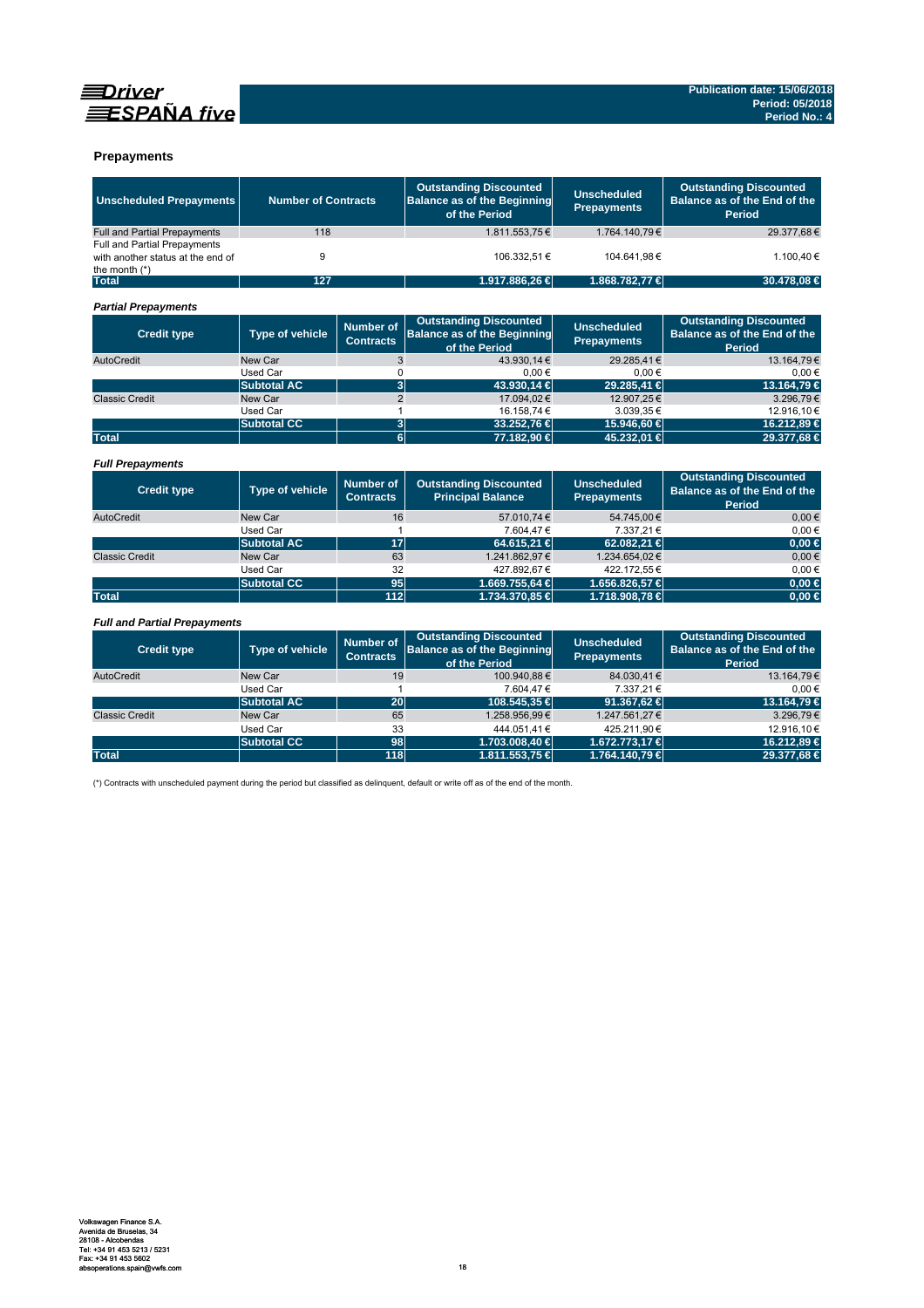## Prepayments

| Unscheduled Prepayments | Number of Contracts | Outstanding Discounted Balance as of the Beginning of the Period | Unscheduled Prepayments | Outstanding Discounted Balance as of the End of the Period |
|---|---|---|---|---|
| Full and Partial Prepayments | 118 | 1.811.553,75 € | 1.764.140,79 € | 29.377,68 € |
| Full and Partial Prepayments with another status at the end of the month (*) | 9 | 106.332,51 € | 104.641,98 € | 1.100,40 € |
| **Total** | **127** | **1.917.886,26 €** | **1.868.782,77 €** | **30.478,08 €** |

### *Partial Prepayments*

| Credit type | Type of vehicle | Number of Contracts | Outstanding Discounted Balance as of the Beginning of the Period | Unscheduled Prepayments | Outstanding Discounted Balance as of the End of the Period |
|---|---|---|---|---|---|
| AutoCredit | New Car | 3 | 43.930,14 € | 29.285,41 € | 13.164,79 € |
| | Used Car | 0 | 0,00 € | 0,00 € | 0,00 € |
| | **Subtotal AC** | **3** | **43.930,14 €** | **29.285,41 €** | **13.164,79 €** |
| Classic Credit | New Car | 2 | 17.094,02 € | 12.907,25 € | 3.296,79 € |
| | Used Car | 1 | 16.158,74 € | 3.039,35 € | 12.916,10 € |
| | **Subtotal CC** | **3** | **33.252,76 €** | **15.946,60 €** | **16.212,89 €** |
| **Total** | | **6** | **77.182,90 €** | **45.232,01 €** | **29.377,68 €** |

### *Full Prepayments*

| Credit type | Type of vehicle | Number of Contracts | Outstanding Discounted Principal Balance | Unscheduled Prepayments | Outstanding Discounted Balance as of the End of the Period |
|---|---|---|---|---|---|
| AutoCredit | New Car | 16 | 57.010,74 € | 54.745,00 € | 0,00 € |
| | Used Car | 1 | 7.604,47 € | 7.337,21 € | 0,00 € |
| | **Subtotal AC** | **17** | **64.615,21 €** | **62.082,21 €** | **0,00 €** |
| Classic Credit | New Car | 63 | 1.241.862,97 € | 1.234.654,02 € | 0,00 € |
| | Used Car | 32 | 427.892,67 € | 422.172,55 € | 0,00 € |
| | **Subtotal CC** | **95** | **1.669.755,64 €** | **1.656.826,57 €** | **0,00 €** |
| **Total** | | **112** | **1.734.370,85 €** | **1.718.908,78 €** | **0,00 €** |

### *Full and Partial Prepayments*

| Credit type | Type of vehicle | Number of Contracts | Outstanding Discounted Balance as of the Beginning of the Period | Unscheduled Prepayments | Outstanding Discounted Balance as of the End of the Period |
|---|---|---|---|---|---|
| AutoCredit | New Car | 19 | 100.940,88 € | 84.030,41 € | 13.164,79 € |
| | Used Car | 1 | 7.604,47 € | 7.337,21 € | 0,00 € |
| | **Subtotal AC** | **20** | **108.545,35 €** | **91.367,62 €** | **13.164,79 €** |
| Classic Credit | New Car | 65 | 1.258.956,99 € | 1.247.561,27 € | 3.296,79 € |
| | Used Car | 33 | 444.051,41 € | 425.211,90 € | 12.916,10 € |
| | **Subtotal CC** | **98** | **1.703.008,40 €** | **1.672.773,17 €** | **16.212,89 €** |
| **Total** | | **118** | **1.811.553,75 €** | **1.764.140,79 €** | **29.377,68 €** |

(*) Contracts with unscheduled payment during the period but classified as delinquent, default or write off as of the end of the month.

Volkswagen Finance S.A.
Avenida de Bruselas, 34
28108 - Alcobendas
Tel: +34 91 453 5213 / 5231
Fax: +34 91 453 5602
absoperations.spain@vwfs.com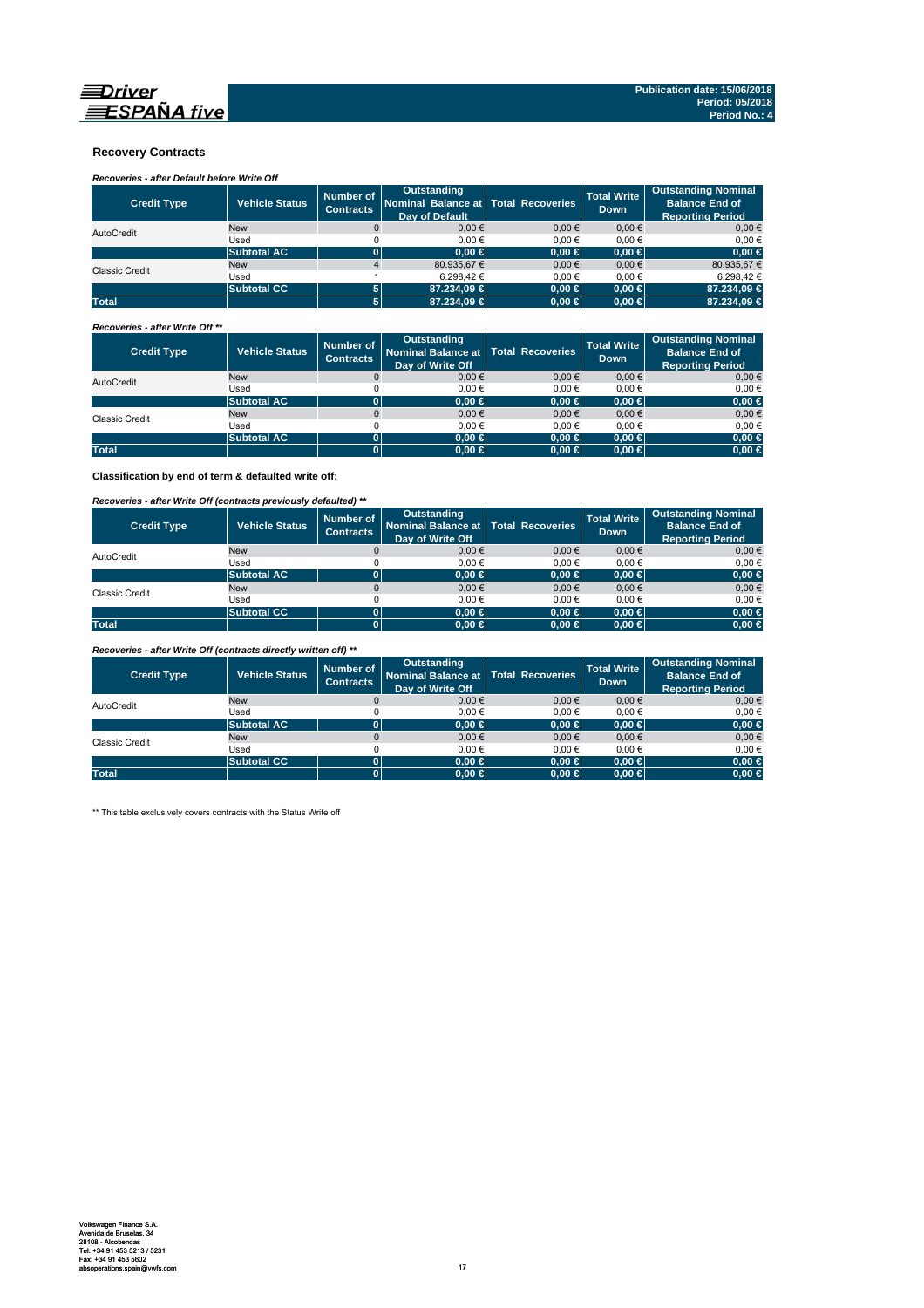Driver ESPAÑA five

Publication date: 15/06/2018
Period: 05/2018
Period No.: 4

## Recovery Contracts

*Recoveries - after Default before Write Off*

| Credit Type | Vehicle Status | Number of Contracts | Outstanding Nominal Balance at Day of Default | Total Recoveries | Total Write Down | Outstanding Nominal Balance End of Reporting Period |
|---|---|---|---|---|---|---|
| AutoCredit | New | 0 | 0,00 € | 0,00 € | 0,00 € | 0,00 € |
| | Used | 0 | 0,00 € | 0,00 € | 0,00 € | 0,00 € |
| | **Subtotal AC** | **0** | **0,00 €** | **0,00 €** | **0,00 €** | **0,00 €** |
| Classic Credit | New | 4 | 80.935,67 € | 0,00 € | 0,00 € | 80.935,67 € |
| | Used | 1 | 6.298,42 € | 0,00 € | 0,00 € | 6.298,42 € |
| | **Subtotal CC** | **5** | **87.234,09 €** | **0,00 €** | **0,00 €** | **87.234,09 €** |
| **Total** | | **5** | **87.234,09 €** | **0,00 €** | **0,00 €** | **87.234,09 €** |

*Recoveries - after Write Off \*\**

| Credit Type | Vehicle Status | Number of Contracts | Outstanding Nominal Balance at Day of Write Off | Total Recoveries | Total Write Down | Outstanding Nominal Balance End of Reporting Period |
|---|---|---|---|---|---|---|
| AutoCredit | New | 0 | 0,00 € | 0,00 € | 0,00 € | 0,00 € |
| | Used | 0 | 0,00 € | 0,00 € | 0,00 € | 0,00 € |
| | **Subtotal AC** | **0** | **0,00 €** | **0,00 €** | **0,00 €** | **0,00 €** |
| Classic Credit | New | 0 | 0,00 € | 0,00 € | 0,00 € | 0,00 € |
| | Used | 0 | 0,00 € | 0,00 € | 0,00 € | 0,00 € |
| | **Subtotal AC** | **0** | **0,00 €** | **0,00 €** | **0,00 €** | **0,00 €** |
| **Total** | | **0** | **0,00 €** | **0,00 €** | **0,00 €** | **0,00 €** |

**Classification by end of term & defaulted write off:**

*Recoveries - after Write Off (contracts previously defaulted) \*\**

| Credit Type | Vehicle Status | Number of Contracts | Outstanding Nominal Balance at Day of Write Off | Total Recoveries | Total Write Down | Outstanding Nominal Balance End of Reporting Period |
|---|---|---|---|---|---|---|
| AutoCredit | New | 0 | 0,00 € | 0,00 € | 0,00 € | 0,00 € |
| | Used | 0 | 0,00 € | 0,00 € | 0,00 € | 0,00 € |
| | **Subtotal AC** | **0** | **0,00 €** | **0,00 €** | **0,00 €** | **0,00 €** |
| Classic Credit | New | 0 | 0,00 € | 0,00 € | 0,00 € | 0,00 € |
| | Used | 0 | 0,00 € | 0,00 € | 0,00 € | 0,00 € |
| | **Subtotal CC** | **0** | **0,00 €** | **0,00 €** | **0,00 €** | **0,00 €** |
| **Total** | | **0** | **0,00 €** | **0,00 €** | **0,00 €** | **0,00 €** |

*Recoveries - after Write Off (contracts directly written off) \*\**

| Credit Type | Vehicle Status | Number of Contracts | Outstanding Nominal Balance at Day of Write Off | Total Recoveries | Total Write Down | Outstanding Nominal Balance End of Reporting Period |
|---|---|---|---|---|---|---|
| AutoCredit | New | 0 | 0,00 € | 0,00 € | 0,00 € | 0,00 € |
| | Used | 0 | 0,00 € | 0,00 € | 0,00 € | 0,00 € |
| | **Subtotal AC** | **0** | **0,00 €** | **0,00 €** | **0,00 €** | **0,00 €** |
| Classic Credit | New | 0 | 0,00 € | 0,00 € | 0,00 € | 0,00 € |
| | Used | 0 | 0,00 € | 0,00 € | 0,00 € | 0,00 € |
| | **Subtotal CC** | **0** | **0,00 €** | **0,00 €** | **0,00 €** | **0,00 €** |
| **Total** | | **0** | **0,00 €** | **0,00 €** | **0,00 €** | **0,00 €** |

\*\* This table exclusively covers contracts with the Status Write off

Volkswagen Finance S.A.
Avenida de Bruselas, 34
28108 - Alcobendas
Tel: +34 91 453 5213 / 5231
Fax: +34 91 453 5602
absoperations.spain@vwfs.com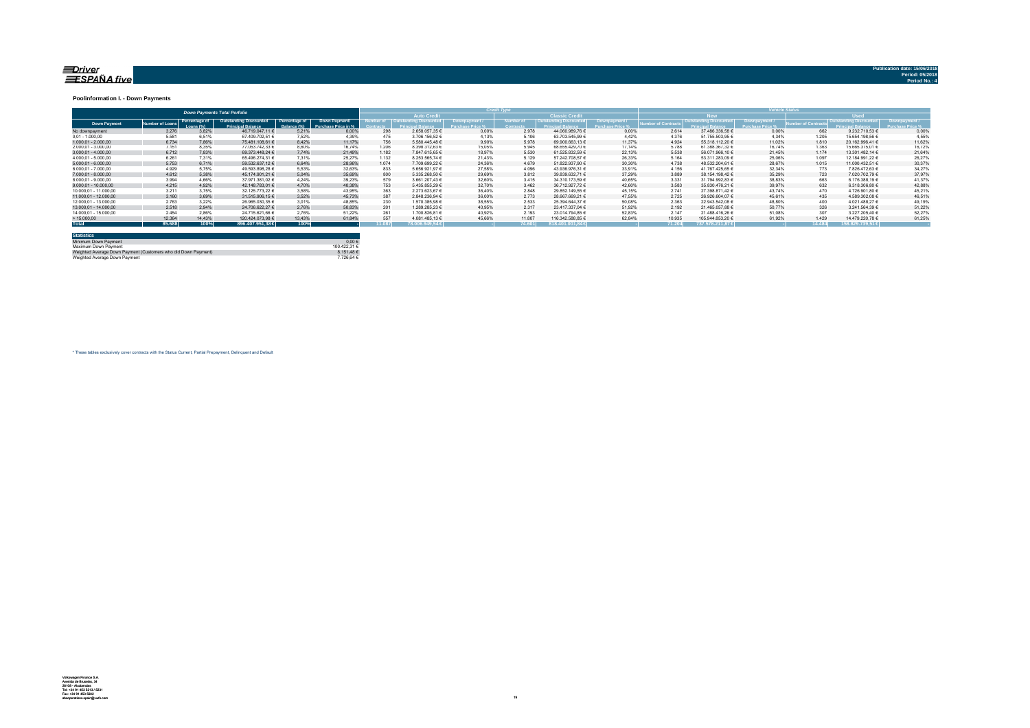**Poolinformation I. - Down Payments**

| Down Payments Total Portfolio | | | | | | Credit Type | | | | | | Vehicle Status | | | | | |
|---|---|---|---|---|---|---|---|---|---|---|---|---|---|---|---|---|---|
| | | | | | | Auto Credit | | | Classic Credit | | | New | | | Used | | |
| Down Payment | Number of Loans | Percentage of Loans (%) | Outstanding Discounted Principal Balance | Percentage of Balance (%) | Down Payment/ Purchase Price in % | Number of Contracts | Outstanding Discounted Principal Balance | Downpayment / Purchase Price % | Number of Contracts | Outstanding Discounted Principal Balance | Downpayment / Purchase Price % | Number of Contracts | Outstanding Discounted Principal Balance | Downpayment / Purchase Price % | Number of Contracts | Outstanding Discounted Principal Balance | Downpayment / Purchase Price % |
| No downpayment | 3.276 | 3,82% | 46.719.047,11 € | 5,21% | 0,00% | 298 | 2.658.057,35 € | 0,00% | 2.978 | 44.060.989,76 € | 0,00% | 2.614 | 37.486.336,58 € | 0,00% | 662 | 9.232.710,53 € | 0,00% |
| 0,01 - 1.000,00 | 5.581 | 6,51% | 67.409.702,51 € | 7,52% | 4,39% | 475 | 3.706.156,52 € | 4,13% | 5.106 | 63.703.545,99 € | 4,42% | 4.376 | 51.755.503,95 € | 4,34% | 1.205 | 15.654.198,56 € | 4,55% |
| 1.000,01 - 2.000,00 | 6.734 | 7,86% | 75.481.108,61 € | 8,42% | 11,17% | 756 | 5.580.445,48 € | 9,90% | 5.978 | 69.900.663,13 € | 11,37% | 4.924 | 55.318.112,20 € | 11,02% | 1.810 | 20.162.996,41 € | 11,62% |
| 2.000,01 - 3.000,00 | 7.151 | 8,35% | 77.053.742,33 € | 8,60% | 16,74% | 1.206 | 8.398.312,63 € | 15,05% | 5.945 | 68.655.429,70 € | 17,14% | 5.788 | 61.388.367,32 € | 16,74% | 1.363 | 15.665.375,01 € | 16,72% |
| 3.000,01 - 4.000,00 | 6.712 | 7,83% | 69.373.448,24 € | 7,74% | 21,49% | 1.182 | 7.847.615,65 € | 18,97% | 5.530 | 61.525.832,59 € | 22,13% | 5.538 | 56.071.966,10 € | 21,45% | 1.174 | 13.301.482,14 € | 21,64% |
| 4.000,01 - 5.000,00 | 6.261 | 7,31% | 65.496.274,31 € | 7,31% | 25,27% | 1.132 | 8.253.565,74 € | 21,43% | 5.129 | 57.242.708,57 € | 26,33% | 5.164 | 53.311.283,09 € | 25,06% | 1.097 | 12.184.991,22 € | 26,27% |
| 5.000,01 - 6.000,00 | 5.753 | 6,71% | 59.532.637,12 € | 6,64% | 28,96% | 1.074 | 7.709.699,22 € | 24,36% | 4.679 | 51.822.937,90 € | 30,30% | 4.738 | 48.532.204,61 € | 28,67% | 1.015 | 11.000.432,51 € | 30,37% |
| 6.000,01 - 7.000,00 | 4.929 | 5,75% | 49.593.898,28 € | 5,53% | 32,63% | 833 | 5.656.921,97 € | 27,58% | 4.096 | 43.936.976,31 € | 33,91% | 4.156 | 41.767.425,65 € | 32,34% | 773 | 7.826.472,63 € | 34,27% |
| 7.000,01 - 8.000,00 | 4.612 | 5,38% | 45.174.901,21 € | 5,04% | 35,69% | 800 | 5.335.268,50 € | 29,69% | 3.812 | 39.839.632,71 € | 37,29% | 3.889 | 38.154.198,42 € | 35,29% | 723 | 7.020.702,79 € | 37,97% |
| 8.000,01 - 9.000,00 | 3.994 | 4,66% | 37.971.381,02 € | 4,24% | 39,23% | 579 | 3.661.207,43 € | 32,60% | 3.415 | 34.310.173,59 € | 40,65% | 3.331 | 31.794.992,83 € | 38,83% | 663 | 6.176.388,19 € | 41,37% |
| 9.000,01 - 10.000,00 | 4.215 | 4,92% | 42.148.783,01 € | 4,70% | 40,38% | 753 | 5.435.855,29 € | 32,70% | 3.462 | 36.712.927,72 € | 42,60% | 3.583 | 35.830.476,21 € | 39,97% | 632 | 6.318.306,80 € | 42,88% |
| 10.000,01 - 11.000,00 | 3.211 | 3,75% | 32.125.773,22 € | 3,58% | 43,95% | 363 | 2.273.623,67 € | 36,40% | 2.848 | 29.852.149,55 € | 45,15% | 2.741 | 27.398.871,42 € | 43,74% | 470 | 4.726.901,80 € | 45,21% |
| 11.000,01 - 12.000,00 | 3.160 | 3,69% | 31.515.906,15 € | 3,52% | 45,73% | 387 | 2.848.236,94 € | 36,00% | 2.773 | 28.667.669,21 € | 47,55% | 2.725 | 26.926.604,07 € | 45,61% | 435 | 4.589.302,08 € | 46,51% |
| 12.000,01 - 13.000,00 | 2.763 | 3,22% | 26.965.030,35 € | 3,01% | 48,85% | 230 | 1.570.385,98 € | 38,55% | 2.533 | 25.394.644,37 € | 50,08% | 2.363 | 22.943.542,08 € | 48,80% | 400 | 4.021.488,27 € | 49,19% |
| 13.000,01 - 14.000,00 | 2.518 | 2,94% | 24.706.622,27 € | 2,76% | 50,83% | 201 | 1.289.285,23 € | 40,95% | 2.317 | 23.417.337,04 € | 51,92% | 2.192 | 21.465.057,88 € | 50,77% | 326 | 3.241.564,39 € | 51,22% |
| 14.000,01 - 15.000,00 | 2.454 | 2,86% | 24.715.621,66 € | 2,76% | 51,22% | 261 | 1.700.826,81 € | 40,92% | 2.193 | 23.014.794,85 € | 52,83% | 2.147 | 21.488.416,26 € | 51,08% | 307 | 3.227.205,40 € | 52,27% |
| > 15.000,00 | 12.364 | 14,43% | 120.424.073,98 € | 13,43% | 61,84% | 557 | 4.081.485,13 € | 45,66% | 11.807 | 116.342.588,85 € | 62,84% | 10.935 | 105.944.853,20 € | 61,92% | 1.429 | 14.479.220,78 € | 61,25% |
| **Total** | **85.688** | **100%** | **896.407.951,38 €** | **100%** | **-** | **11.087** | **78.006.949,54 €** | **-** | **74.601** | **818.401.001,84 €** | **-** | **71.204** | **737.578.211,87 €** | **-** | **14.484** | **158.829.739,51 €** | **-** |

| Statistics | |
|---|---|
| Minimum Down Payment | 0,00 € |
| Maximum Down Payment | 100.422,31 € |
| Weighted Average Down Payment (Customers who did Down Payment) | 8.151,48 € |
| Weighted Average Down Payment | 7.726,64 € |

* These tables exclusively cover contracts with the Status Current, Partial Prepayment, Delinquent and Default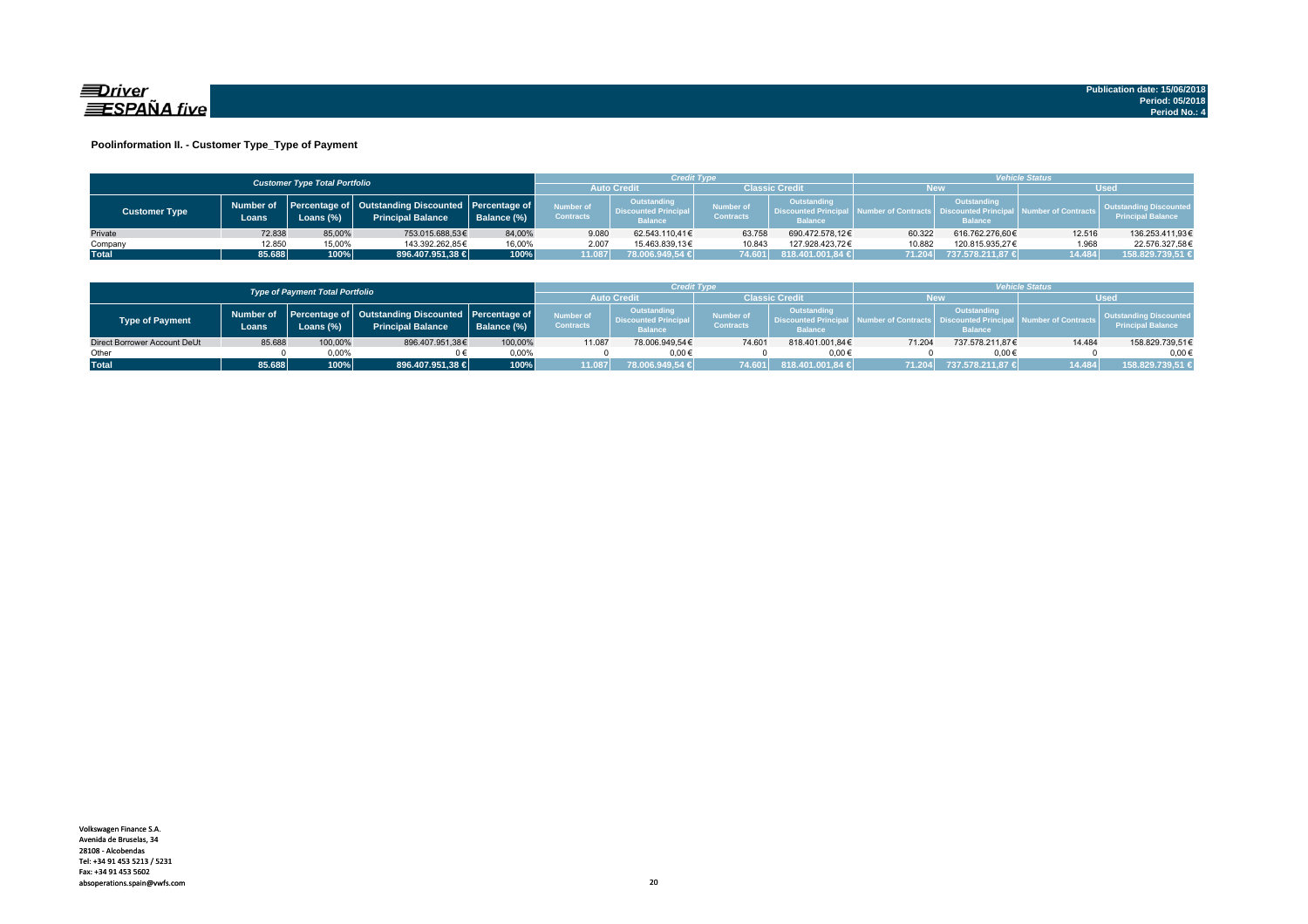Publication date: 15/06/2018
Period: 05/2018
Period No.: 4

## Poolinformation II. - Customer Type_Type of Payment

| Customer Type Total Portfolio | | | | | Credit Type | | | | Vehicle Status | | | |
|---|---|---|---|---|---|---|---|---|---|---|---|---|
| | | | | | Auto Credit | | Classic Credit | | New | | Used | |
| Customer Type | Number of Loans | Percentage of Loans (%) | Outstanding Discounted Principal Balance | Percentage of Balance (%) | Number of Contracts | Outstanding Discounted Principal Balance | Number of Contracts | Outstanding Discounted Principal Balance | Number of Contracts | Outstanding Discounted Principal Balance | Number of Contracts | Outstanding Discounted Principal Balance |
| Private | 72.838 | 85,00% | 753.015.688,53€ | 84,00% | 9.080 | 62.543.110,41€ | 63.758 | 690.472.578,12€ | 60.322 | 616.762.276,60€ | 12.516 | 136.253.411,93€ |
| Company | 12.850 | 15,00% | 143.392.262,85€ | 16,00% | 2.007 | 15.463.839,13€ | 10.843 | 127.928.423,72€ | 10.882 | 120.815.935,27€ | 1.968 | 22.576.327,58€ |
| **Total** | **85.688** | **100%** | **896.407.951,38 €** | **100%** | **11.087** | **78.006.949,54 €** | **74.601** | **818.401.001,84 €** | **71.204** | **737.578.211,87 €** | **14.484** | **158.829.739,51 €** |

| Type of Payment Total Portfolio | | | | | Credit Type | | | | Vehicle Status | | | |
|---|---|---|---|---|---|---|---|---|---|---|---|---|
| | | | | | Auto Credit | | Classic Credit | | New | | Used | |
| Type of Payment | Number of Loans | Percentage of Loans (%) | Outstanding Discounted Principal Balance | Percentage of Balance (%) | Number of Contracts | Outstanding Discounted Principal Balance | Number of Contracts | Outstanding Discounted Principal Balance | Number of Contracts | Outstanding Discounted Principal Balance | Number of Contracts | Outstanding Discounted Principal Balance |
| Direct Borrower Account DeUt | 85.688 | 100,00% | 896.407.951,38€ | 100,00% | 11.087 | 78.006.949,54€ | 74.601 | 818.401.001,84€ | 71.204 | 737.578.211,87€ | 14.484 | 158.829.739,51€ |
| Other | 0 | 0,00% | 0 € | 0,00% | 0 | 0,00€ | 0 | 0,00€ | 0 | 0,00€ | 0 | 0,00€ |
| **Total** | **85.688** | **100%** | **896.407.951,38 €** | **100%** | **11.087** | **78.006.949,54 €** | **74.601** | **818.401.001,84 €** | **71.204** | **737.578.211,87 €** | **14.484** | **158.829.739,51 €** |

Volkswagen Finance S.A.
Avenida de Bruselas, 34
28108 - Alcobendas
Tel: +34 91 453 5213 / 5231
Fax: +34 91 453 5602
absoperations.spain@vwfs.com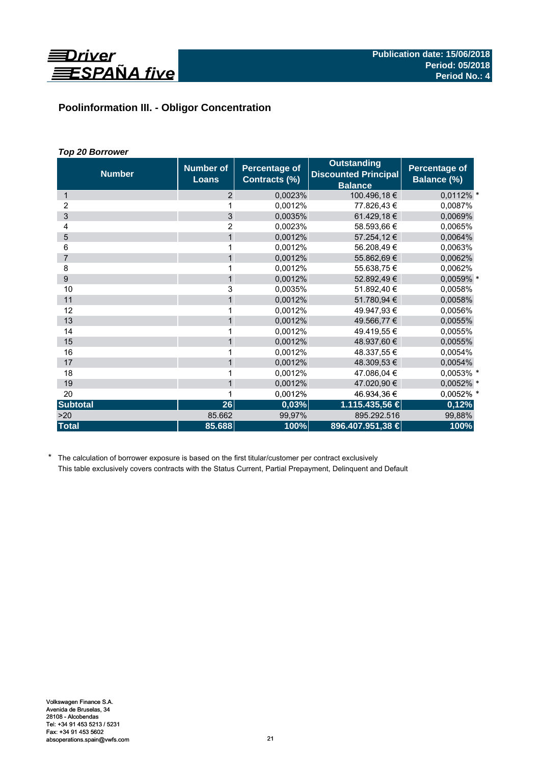## Poolinformation III. - Obligor Concentration

*Top 20 Borrower*

| Number | Number of Loans | Percentage of Contracts (%) | Outstanding Discounted Principal Balance | Percentage of Balance (%) |
|---|---|---|---|---|
| 1 | 2 | 0,0023% | 100.496,18 € | 0,0112% * |
| 2 | 1 | 0,0012% | 77.826,43 € | 0,0087% |
| 3 | 3 | 0,0035% | 61.429,18 € | 0,0069% |
| 4 | 2 | 0,0023% | 58.593,66 € | 0,0065% |
| 5 | 1 | 0,0012% | 57.254,12 € | 0,0064% |
| 6 | 1 | 0,0012% | 56.208,49 € | 0,0063% |
| 7 | 1 | 0,0012% | 55.862,69 € | 0,0062% |
| 8 | 1 | 0,0012% | 55.638,75 € | 0,0062% |
| 9 | 1 | 0,0012% | 52.892,49 € | 0,0059% * |
| 10 | 3 | 0,0035% | 51.892,40 € | 0,0058% |
| 11 | 1 | 0,0012% | 51.780,94 € | 0,0058% |
| 12 | 1 | 0,0012% | 49.947,93 € | 0,0056% |
| 13 | 1 | 0,0012% | 49.566,77 € | 0,0055% |
| 14 | 1 | 0,0012% | 49.419,55 € | 0,0055% |
| 15 | 1 | 0,0012% | 48.937,60 € | 0,0055% |
| 16 | 1 | 0,0012% | 48.337,55 € | 0,0054% |
| 17 | 1 | 0,0012% | 48.309,53 € | 0,0054% |
| 18 | 1 | 0,0012% | 47.086,04 € | 0,0053% * |
| 19 | 1 | 0,0012% | 47.020,90 € | 0,0052% * |
| 20 | 1 | 0,0012% | 46.934,36 € | 0,0052% * |
| **Subtotal** | **26** | **0,03%** | **1.115.435,56 €** | **0,12%** |
| >20 | 85.662 | 99,97% | 895.292.516 | 99,88% |
| **Total** | **85.688** | **100%** | **896.407.951,38 €** | **100%** |

\* The calculation of borrower exposure is based on the first titular/customer per contract exclusively
This table exclusively covers contracts with the Status Current, Partial Prepayment, Delinquent and Default

Volkswagen Finance S.A.
Avenida de Bruselas, 34
28108 - Alcobendas
Tel: +34 91 453 5213 / 5231
Fax: +34 91 453 5602
absoperations.spain@vwfs.com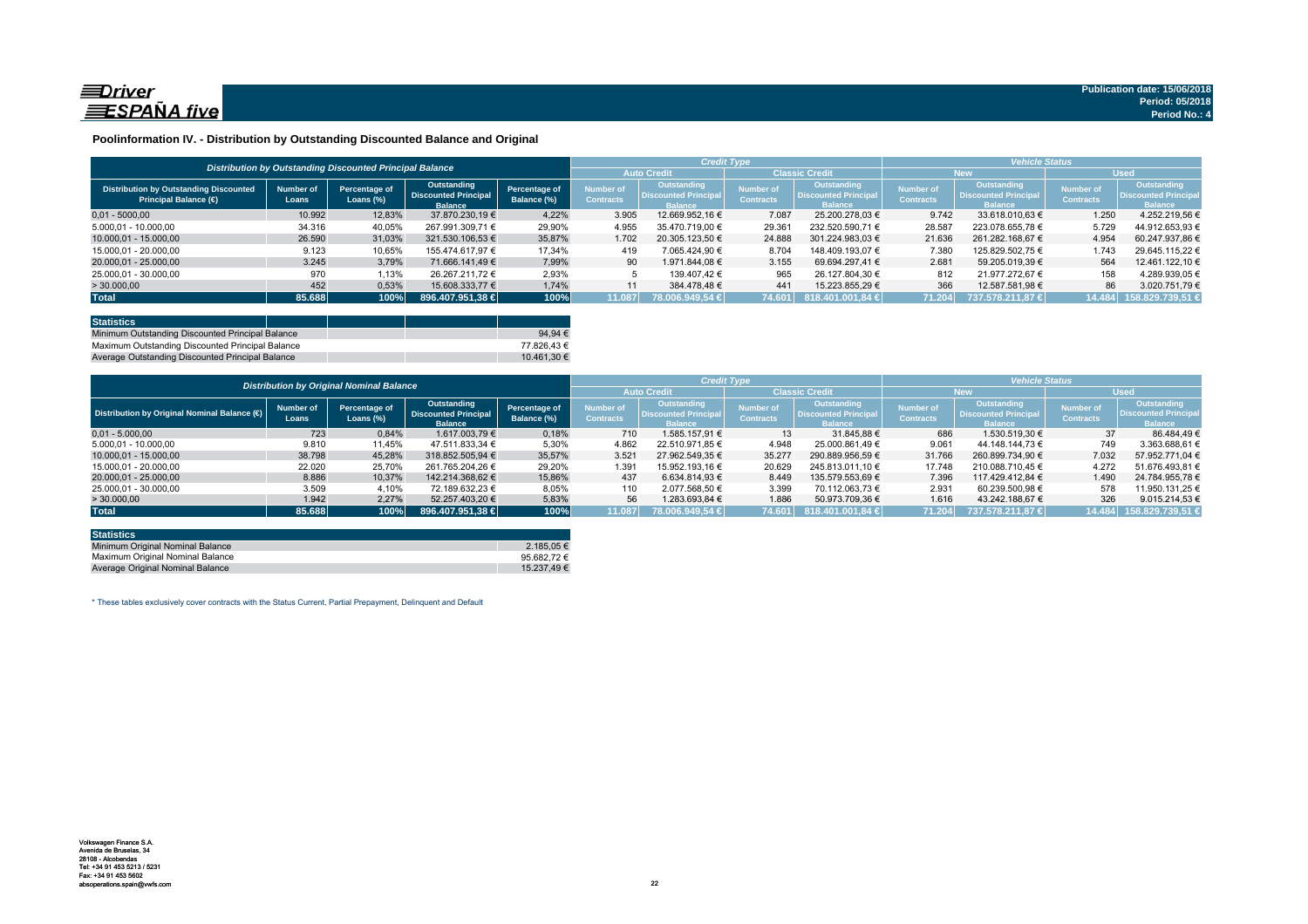**Publication date: 15/06/2018**
**Period: 05/2018**
**Period No.: 4**

## Poolinformation IV. - Distribution by Outstanding Discounted Balance and Original

| *Distribution by Outstanding Discounted Principal Balance* | | | | | *Credit Type* | | | | *Vehicle Status* | | | |
|---|---|---|---|---|---|---|---|---|---|---|---|---|
| | | | | | Auto Credit | | Classic Credit | | New | | Used | |
| Distribution by Outstanding Discounted Principal Balance (€) | Number of Loans | Percentage of Loans (%) | Outstanding Discounted Principal Balance | Percentage of Balance (%) | Number of Contracts | Outstanding Discounted Principal Balance | Number of Contracts | Outstanding Discounted Principal Balance | Number of Contracts | Outstanding Discounted Principal Balance | Number of Contracts | Outstanding Discounted Principal Balance |
| 0,01 - 5.000,00 | 10.992 | 12,83% | 37.870.230,19 € | 4,22% | 3.905 | 12.669.952,16 € | 7.087 | 25.200.278,03 € | 9.742 | 33.618.010,63 € | 1.250 | 4.252.219,56 € |
| 5.000,01 - 10.000,00 | 34.316 | 40,05% | 267.991.309,71 € | 29,90% | 4.955 | 35.470.719,00 € | 29.361 | 232.520.590,71 € | 28.587 | 223.078.655,78 € | 5.729 | 44.912.653,93 € |
| 10.000,01 - 15.000,00 | 26.590 | 31,03% | 321.530.106,53 € | 35,87% | 1.702 | 20.305.123,50 € | 24.888 | 301.224.983,03 € | 21.636 | 261.282.168,67 € | 4.954 | 60.247.937,86 € |
| 15.000,01 - 20.000,00 | 9.123 | 10,65% | 155.474.617,97 € | 17,34% | 419 | 7.065.424,90 € | 8.704 | 148.409.193,07 € | 7.380 | 125.829.502,75 € | 1.743 | 29.645.115,22 € |
| 20.000,01 - 25.000,00 | 3.245 | 3,79% | 71.666.141,49 € | 7,99% | 90 | 1.971.844,08 € | 3.155 | 69.694.297,41 € | 2.681 | 59.205.019,39 € | 564 | 12.461.122,10 € |
| 25.000,01 - 30.000,00 | 970 | 1,13% | 26.267.211,72 € | 2,93% | 5 | 139.407,42 € | 965 | 26.127.804,30 € | 812 | 21.977.272,67 € | 158 | 4.289.939,05 € |
| > 30.000,00 | 452 | 0,53% | 15.608.333,77 € | 1,74% | 11 | 384.478,48 € | 441 | 15.223.855,29 € | 366 | 12.587.581,98 € | 86 | 3.020.751,79 € |
| **Total** | **85.688** | **100%** | **896.407.951,38 €** | **100%** | **11.087** | **78.006.949,54 €** | **74.601** | **818.401.001,84 €** | **71.204** | **737.578.211,87 €** | **14.484** | **158.829.739,51 €** |

| Statistics | |
|---|---|
| Minimum Outstanding Discounted Principal Balance | 94,94 € |
| Maximum Outstanding Discounted Principal Balance | 77.826,43 € |
| Average Outstanding Discounted Principal Balance | 10.461,30 € |

| *Distribution by Original Nominal Balance* | | | | | *Credit Type* | | | | *Vehicle Status* | | | |
|---|---|---|---|---|---|---|---|---|---|---|---|---|
| | | | | | Auto Credit | | Classic Credit | | New | | Used | |
| Distribution by Original Nominal Balance (€) | Number of Loans | Percentage of Loans (%) | Outstanding Discounted Principal Balance | Percentage of Balance (%) | Number of Contracts | Outstanding Discounted Principal Balance | Number of Contracts | Outstanding Discounted Principal Balance | Number of Contracts | Outstanding Discounted Principal Balance | Number of Contracts | Outstanding Discounted Principal Balance |
| 0,01 - 5.000,00 | 723 | 0,84% | 1.617.003,79 € | 0,18% | 710 | 1.585.157,91 € | 13 | 31.845,88 € | 686 | 1.530.519,30 € | 37 | 86.484,49 € |
| 5.000,01 - 10.000,00 | 9.810 | 11,45% | 47.511.833,34 € | 5,30% | 4.862 | 22.510.971,85 € | 4.948 | 25.000.861,49 € | 9.061 | 44.148.144,73 € | 749 | 3.363.688,61 € |
| 10.000,01 - 15.000,00 | 38.798 | 45,28% | 318.852.505,94 € | 35,57% | 3.521 | 27.962.549,35 € | 35.277 | 290.889.956,59 € | 31.766 | 260.899.734,90 € | 7.032 | 57.952.771,04 € |
| 15.000,01 - 20.000,00 | 22.020 | 25,70% | 261.765.204,26 € | 29,20% | 1.391 | 15.952.193,16 € | 20.629 | 245.813.011,10 € | 17.748 | 210.088.710,45 € | 4.272 | 51.676.493,81 € |
| 20.000,01 - 25.000,00 | 8.886 | 10,37% | 142.214.368,62 € | 15,86% | 437 | 6.634.814,93 € | 8.449 | 135.579.553,69 € | 7.396 | 117.429.412,84 € | 1.490 | 24.784.955,78 € |
| 25.000,01 - 30.000,00 | 3.509 | 4,10% | 72.189.632,23 € | 8,05% | 110 | 2.077.568,50 € | 3.399 | 70.112.063,73 € | 2.931 | 60.239.500,98 € | 578 | 11.950.131,25 € |
| > 30.000,00 | 1.942 | 2,27% | 52.257.403,20 € | 5,83% | 56 | 1.283.693,84 € | 1.886 | 50.973.709,36 € | 1.616 | 43.242.188,67 € | 326 | 9.015.214,53 € |
| **Total** | **85.688** | **100%** | **896.407.951,38 €** | **100%** | **11.087** | **78.006.949,54 €** | **74.601** | **818.401.001,84 €** | **71.204** | **737.578.211,87 €** | **14.484** | **158.829.739,51 €** |

| Statistics | |
|---|---|
| Minimum Original Nominal Balance | 2.185,05 € |
| Maximum Original Nominal Balance | 95.682,72 € |
| Average Original Nominal Balance | 15.237,49 € |

\* These tables exclusively cover contracts with the Status Current, Partial Prepayment, Delinquent and Default

Volkswagen Finance S.A.
Avenida de Bruselas, 34
28108 - Alcobendas
Tel: +34 91 453 5213 / 5231
Fax: +34 91 453 5602
absoperations.spain@vwfs.com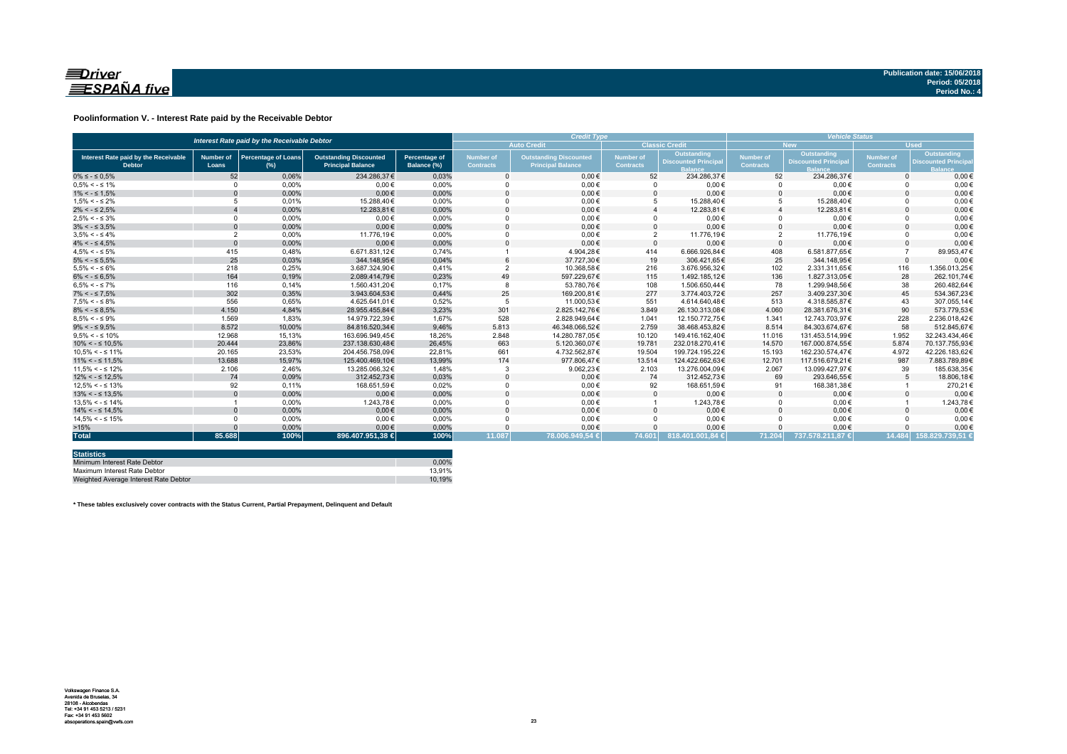Publication date: 15/06/2018
Period: 05/2018
Period No.: 4

## Poolinformation V. - Interest Rate paid by the Receivable Debtor

| Interest Rate paid by the Receivable Debtor | | | | | Credit Type | | | | Vehicle Status | | | |
|---|---|---|---|---|---|---|---|---|---|---|---|---|
| | | | | | Auto Credit | | Classic Credit | | New | | Used | |
| Interest Rate paid by the Receivable Debtor | Number of Loans | Percentage of Loans (%) | Outstanding Discounted Principal Balance | Percentage of Balance (%) | Number of Contracts | Outstanding Discounted Principal Balance | Number of Contracts | Outstanding Discounted Principal Balance | Number of Contracts | Outstanding Discounted Principal Balance | Number of Contracts | Outstanding Discounted Principal Balance |
| 0% ≤ - ≤ 0,5% | 52 | 0,06% | 234.286,37€ | 0,03% | 0 | 0,00€ | 52 | 234.286,37€ | 52 | 234.286,37€ | 0 | 0,00€ |
| 0,5% < - ≤ 1% | 0 | 0,00% | 0,00€ | 0,00% | 0 | 0,00€ | 0 | 0,00€ | 0 | 0,00€ | 0 | 0,00€ |
| 1% < - ≤ 1,5% | 0 | 0,00% | 0,00€ | 0,00% | 0 | 0,00€ | 0 | 0,00€ | 0 | 0,00€ | 0 | 0,00€ |
| 1,5% < - ≤ 2% | 5 | 0,01% | 15.288,40€ | 0,00% | 0 | 0,00€ | 5 | 15.288,40€ | 5 | 15.288,40€ | 0 | 0,00€ |
| 2% < - ≤ 2,5% | 4 | 0,00% | 12.283,81€ | 0,00% | 0 | 0,00€ | 4 | 12.283,81€ | 4 | 12.283,81€ | 0 | 0,00€ |
| 2,5% < - ≤ 3% | 0 | 0,00% | 0,00€ | 0,00% | 0 | 0,00€ | 0 | 0,00€ | 0 | 0,00€ | 0 | 0,00€ |
| 3% < - ≤ 3,5% | 0 | 0,00% | 0,00€ | 0,00% | 0 | 0,00€ | 0 | 0,00€ | 0 | 0,00€ | 0 | 0,00€ |
| 3,5% < - ≤ 4% | 2 | 0,00% | 11.776,19€ | 0,00% | 0 | 0,00€ | 2 | 11.776,19€ | 2 | 11.776,19€ | 0 | 0,00€ |
| 4% < - ≤ 4,5% | 0 | 0,00% | 0,00€ | 0,00% | 0 | 0,00€ | 0 | 0,00€ | 0 | 0,00€ | 0 | 0,00€ |
| 4,5% < - ≤ 5% | 415 | 0,48% | 6.671.831,12€ | 0,74% | 1 | 4.904,28€ | 414 | 6.666.926,84€ | 408 | 6.581.877,65€ | 7 | 89.953,47€ |
| 5% < - ≤ 5,5% | 25 | 0,03% | 344.148,95€ | 0,04% | 6 | 37.727,30€ | 19 | 306.421,65€ | 25 | 344.148,95€ | 0 | 0,00€ |
| 5,5% < - ≤ 6% | 218 | 0,25% | 3.687.324,90€ | 0,41% | 2 | 10.368,58€ | 216 | 3.676.956,32€ | 102 | 2.331.311,65€ | 116 | 1.356.013,25€ |
| 6% < - ≤ 6,5% | 164 | 0,19% | 2.089.414,79€ | 0,23% | 49 | 597.229,67€ | 115 | 1.492.185,12€ | 136 | 1.827.313,05€ | 28 | 262.101,74€ |
| 6,5% < - ≤ 7% | 116 | 0,14% | 1.560.431,20€ | 0,17% | 8 | 53.780,76€ | 108 | 1.506.650,44€ | 78 | 1.299.948,56€ | 38 | 260.482,64€ |
| 7% < - ≤ 7,5% | 302 | 0,35% | 3.943.604,53€ | 0,44% | 25 | 169.200,81€ | 277 | 3.774.403,72€ | 257 | 3.409.237,30€ | 45 | 534.367,23€ |
| 7,5% < - ≤ 8% | 556 | 0,65% | 4.625.641,01€ | 0,52% | 5 | 11.000,53€ | 551 | 4.614.640,48€ | 513 | 4.318.585,87€ | 43 | 307.055,14€ |
| 8% < - ≤ 8,5% | 4.150 | 4,84% | 28.955.455,84€ | 3,23% | 301 | 2.825.142,76€ | 3.849 | 26.130.313,08€ | 4.060 | 28.381.676,31€ | 90 | 573.779,53€ |
| 8,5% < - ≤ 9% | 1.569 | 1,83% | 14.979.722,39€ | 1,67% | 528 | 2.828.949,64€ | 1.041 | 12.150.772,75€ | 1.341 | 12.743.703,97€ | 228 | 2.236.018,42€ |
| 9% < - ≤ 9,5% | 8.572 | 10,00% | 84.816.520,34€ | 9,46% | 5.813 | 46.348.066,52€ | 2.759 | 38.468.453,82€ | 8.514 | 84.303.674,67€ | 58 | 512.845,67€ |
| 9,5% < - ≤ 10% | 12.968 | 15,13% | 163.696.949,45€ | 18,26% | 2.848 | 14.280.787,05€ | 10.120 | 149.416.162,40€ | 11.016 | 131.453.514,99€ | 1.952 | 32.243.434,46€ |
| 10% < - ≤ 10,5% | 20.444 | 23,86% | 237.138.630,48€ | 26,45% | 663 | 5.120.360,07€ | 19.781 | 232.018.270,41€ | 14.570 | 167.000.874,55€ | 5.874 | 70.137.755,93€ |
| 10,5% < - ≤ 11% | 20.165 | 23,53% | 204.456.758,09€ | 22,81% | 661 | 4.732.562,87€ | 19.504 | 199.724.195,22€ | 15.193 | 162.230.574,47€ | 4.972 | 42.226.183,62€ |
| 11% < - ≤ 11,5% | 13.688 | 15,97% | 125.400.469,10€ | 13,99% | 174 | 977.806,47€ | 13.514 | 124.422.662,63€ | 12.701 | 117.516.679,21€ | 987 | 7.883.789,89€ |
| 11,5% < - ≤ 12% | 2.106 | 2,46% | 13.285.066,32€ | 1,48% | 3 | 9.062,23€ | 2.103 | 13.276.004,09€ | 2.067 | 13.099.427,97€ | 39 | 185.638,35€ |
| 12% < - ≤ 12,5% | 74 | 0,09% | 312.452,73€ | 0,03% | 0 | 0,00€ | 74 | 312.452,73€ | 69 | 293.646,55€ | 5 | 18.806,18€ |
| 12,5% < - ≤ 13% | 92 | 0,11% | 168.651,59€ | 0,02% | 0 | 0,00€ | 92 | 168.651,59€ | 91 | 168.381,38€ | 1 | 270,21€ |
| 13% < - ≤ 13,5% | 0 | 0,00% | 0,00€ | 0,00% | 0 | 0,00€ | 0 | 0,00€ | 0 | 0,00€ | 0 | 0,00€ |
| 13,5% < - ≤ 14% | 1 | 0,00% | 1.243,78€ | 0,00% | 0 | 0,00€ | 1 | 1.243,78€ | 0 | 0,00€ | 1 | 1.243,78€ |
| 14% < - ≤ 14,5% | 0 | 0,00% | 0,00€ | 0,00% | 0 | 0,00€ | 0 | 0,00€ | 0 | 0,00€ | 0 | 0,00€ |
| 14,5% < - ≤ 15% | 0 | 0,00% | 0,00€ | 0,00% | 0 | 0,00€ | 0 | 0,00€ | 0 | 0,00€ | 0 | 0,00€ |
| >15% | 0 | 0,00% | 0,00€ | 0,00% | 0 | 0,00€ | 0 | 0,00€ | 0 | 0,00€ | 0 | 0,00€ |
| **Total** | **85.688** | **100%** | **896.407.951,38 €** | **100%** | **11.087** | **78.006.949,54 €** | **74.601** | **818.401.001,84 €** | **71.204** | **737.578.211,87 €** | **14.484** | **158.829.739,51 €** |

| Statistics | |
|---|---|
| Minimum Interest Rate Debtor | 0,00% |
| Maximum Interest Rate Debtor | 13,91% |
| Weighted Average Interest Rate Debtor | 10,19% |

**\* These tables exclusively cover contracts with the Status Current, Partial Prepayment, Delinquent and Default**

Volkswagen Finance S.A.
Avenida de Bruselas, 34
28108 - Alcobendas
Tel: +34 91 453 5213 / 5231
Fax: +34 91 453 5602
absoperations.spain@vwfs.com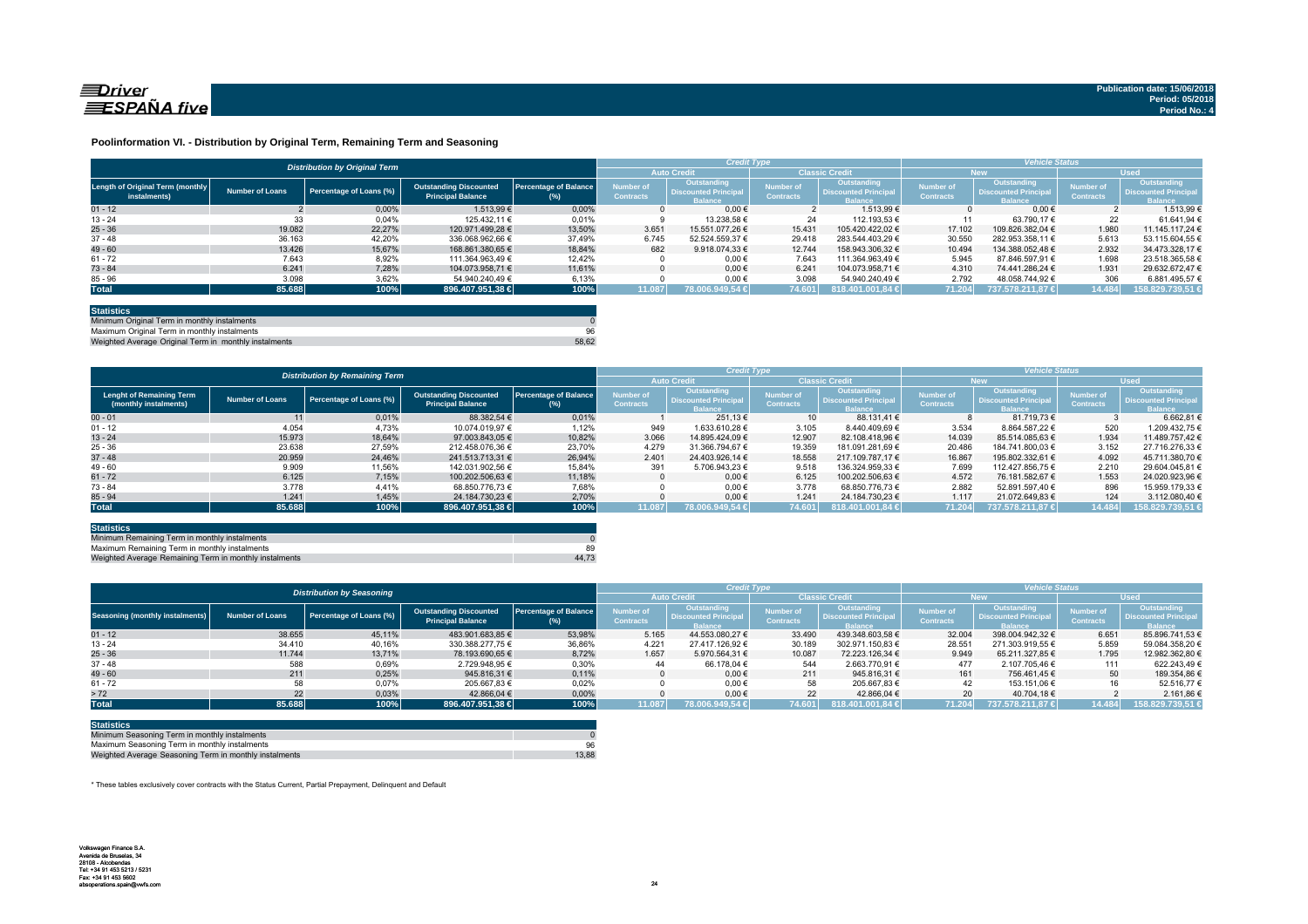**Publication date: 15/06/2018**
**Period: 05/2018**
**Period No.: 4**

### Poolinformation VI. - Distribution by Original Term, Remaining Term and Seasoning

| Distribution by Original Term | | | | | Credit Type | | | | Vehicle Status | | | |
|---|---|---|---|---|---|---|---|---|---|---|---|---|
| | | | | | Auto Credit | | Classic Credit | | New | | Used | |
| Length of Original Term (monthly instalments) | Number of Loans | Percentage of Loans (%) | Outstanding Discounted Principal Balance | Percentage of Balance (%) | Number of Contracts | Outstanding Discounted Principal Balance | Number of Contracts | Outstanding Discounted Principal Balance | Number of Contracts | Outstanding Discounted Principal Balance | Number of Contracts | Outstanding Discounted Principal Balance |
| 01 - 12 | 2 | 0,00% | 1.513,99 € | 0,00% | 0 | 0,00 € | 2 | 1.513,99 € | 0 | 0,00 € | 2 | 1.513,99 € |
| 13 - 24 | 33 | 0,04% | 125.432,11 € | 0,01% | 9 | 13.238,58 € | 24 | 112.193,53 € | 11 | 63.790,17 € | 22 | 61.641,94 € |
| 25 - 36 | 19.082 | 22,27% | 120.971.499,28 € | 13,50% | 3.651 | 15.551.077,26 € | 15.431 | 105.420.422,02 € | 17.102 | 109.826.382,04 € | 1.980 | 11.145.117,24 € |
| 37 - 48 | 36.163 | 42,20% | 336.068.962,66 € | 37,49% | 6.745 | 52.524.559,37 € | 29.418 | 283.544.403,29 € | 30.550 | 282.953.358,11 € | 5.613 | 53.115.604,55 € |
| 49 - 60 | 13.426 | 15,67% | 168.861.380,65 € | 18,84% | 682 | 9.918.074,33 € | 12.744 | 158.943.306,32 € | 10.494 | 134.388.052,48 € | 2.932 | 34.473.328,17 € |
| 61 - 72 | 7.643 | 8,92% | 111.364.963,49 € | 12,42% | 0 | 0,00 € | 7.643 | 111.364.963,49 € | 5.945 | 87.846.597,91 € | 1.698 | 23.518.365,58 € |
| 73 - 84 | 6.241 | 7,28% | 104.073.958,71 € | 11,61% | 0 | 0,00 € | 6.241 | 104.073.958,71 € | 4.310 | 74.441.286,24 € | 1.931 | 29.632.672,47 € |
| 85 - 96 | 3.098 | 3,62% | 54.940.240,49 € | 6,13% | 0 | 0,00 € | 3.098 | 54.940.240,49 € | 2.792 | 48.058.744,92 € | 306 | 6.881.495,57 € |
| **Total** | **85.688** | **100%** | **896.407.951,38 €** | **100%** | **11.087** | **78.006.949,54 €** | **74.601** | **818.401.001,84 €** | **71.204** | **737.578.211,87 €** | **14.484** | **158.829.739,51 €** |

| Statistics | |
|---|---|
| Minimum Original Term in monthly instalments | 0 |
| Maximum Original Term in monthly instalments | 96 |
| Weighted Average Original Term in monthly instalments | 58,62 |

| Distribution by Remaining Term | | | | | Credit Type | | | | Vehicle Status | | | |
|---|---|---|---|---|---|---|---|---|---|---|---|---|
| | | | | | Auto Credit | | Classic Credit | | New | | Used | |
| Lenght of Remaining Term (monthly instalments) | Number of Loans | Percentage of Loans (%) | Outstanding Discounted Principal Balance | Percentage of Balance (%) | Number of Contracts | Outstanding Discounted Principal Balance | Number of Contracts | Outstanding Discounted Principal Balance | Number of Contracts | Outstanding Discounted Principal Balance | Number of Contracts | Outstanding Discounted Principal Balance |
| 00 - 01 | 11 | 0,01% | 88.382,54 € | 0,01% | 1 | 251,13 € | 10 | 88.131,41 € | 8 | 81.719,73 € | 3 | 6.662,81 € |
| 01 - 12 | 4.054 | 4,73% | 10.074.019,97 € | 1,12% | 949 | 1.633.610,28 € | 3.105 | 8.440.409,69 € | 3.534 | 8.864.587,22 € | 520 | 1.209.432,75 € |
| 13 - 24 | 15.973 | 18,64% | 97.003.843,05 € | 10,82% | 3.066 | 14.895.424,09 € | 12.907 | 82.108.418,96 € | 14.039 | 85.514.085,63 € | 1.934 | 11.489.757,42 € |
| 25 - 36 | 23.638 | 27,59% | 212.458.076,36 € | 23,70% | 4.279 | 31.366.794,67 € | 19.359 | 181.091.281,69 € | 20.486 | 184.741.800,03 € | 3.152 | 27.716.276,33 € |
| 37 - 48 | 20.959 | 24,46% | 241.513.713,31 € | 26,94% | 2.401 | 24.403.926,14 € | 18.558 | 217.109.787,17 € | 16.867 | 195.802.332,61 € | 4.092 | 45.711.380,70 € |
| 49 - 60 | 9.909 | 11,56% | 142.031.902,56 € | 15,84% | 391 | 5.706.943,23 € | 9.518 | 136.324.959,33 € | 7.699 | 112.427.856,75 € | 2.210 | 29.604.045,81 € |
| 61 - 72 | 6.125 | 7,15% | 100.202.506,63 € | 11,18% | 0 | 0,00 € | 6.125 | 100.202.506,63 € | 4.572 | 76.181.582,67 € | 1.553 | 24.020.923,96 € |
| 73 - 84 | 3.778 | 4,41% | 68.850.776,73 € | 7,68% | 0 | 0,00 € | 3.778 | 68.850.776,73 € | 2.882 | 52.891.597,40 € | 896 | 15.959.179,33 € |
| 85 - 94 | 1.241 | 1,45% | 24.184.730,23 € | 2,70% | 0 | 0,00 € | 1.241 | 24.184.730,23 € | 1.117 | 21.072.649,83 € | 124 | 3.112.080,40 € |
| **Total** | **85.688** | **100%** | **896.407.951,38 €** | **100%** | **11.087** | **78.006.949,54 €** | **74.601** | **818.401.001,84 €** | **71.204** | **737.578.211,87 €** | **14.484** | **158.829.739,51 €** |

| Statistics | |
|---|---|
| Minimum Remaining Term in monthly instalments | 0 |
| Maximum Remaining Term in monthly instalments | 89 |
| Weighted Average Remaining Term in monthly instalments | 44,73 |

| Distribution by Seasoning | | | | | Credit Type | | | | Vehicle Status | | | |
|---|---|---|---|---|---|---|---|---|---|---|---|---|
| | | | | | Auto Credit | | Classic Credit | | New | | Used | |
| Seasoning (monthly instalments) | Number of Loans | Percentage of Loans (%) | Outstanding Discounted Principal Balance | Percentage of Balance (%) | Number of Contracts | Outstanding Discounted Principal Balance | Number of Contracts | Outstanding Discounted Principal Balance | Number of Contracts | Outstanding Discounted Principal Balance | Number of Contracts | Outstanding Discounted Principal Balance |
| 01 - 12 | 38.655 | 45,11% | 483.901.683,85 € | 53,98% | 5.165 | 44.553.080,27 € | 33.490 | 439.348.603,58 € | 32.004 | 398.004.942,32 € | 6.651 | 85.896.741,53 € |
| 13 - 24 | 34.410 | 40,16% | 330.388.277,75 € | 36,86% | 4.221 | 27.417.126,92 € | 30.189 | 302.971.150,83 € | 28.551 | 271.303.919,55 € | 5.859 | 59.084.358,20 € |
| 25 - 36 | 11.744 | 13,71% | 78.193.690,65 € | 8,72% | 1.657 | 5.970.564,31 € | 10.087 | 72.223.126,34 € | 9.949 | 65.211.327,85 € | 1.795 | 12.982.362,80 € |
| 37 - 48 | 588 | 0,69% | 2.729.948,95 € | 0,30% | 44 | 66.178,04 € | 544 | 2.663.770,91 € | 477 | 2.107.705,46 € | 111 | 622.243,49 € |
| 49 - 60 | 211 | 0,25% | 945.816,31 € | 0,11% | 0 | 0,00 € | 211 | 945.816,31 € | 161 | 756.461,45 € | 50 | 189.354,86 € |
| 61 - 72 | 58 | 0,07% | 205.667,83 € | 0,02% | 0 | 0,00 € | 58 | 205.667,83 € | 42 | 153.151,06 € | 16 | 52.516,77 € |
| > 72 | 22 | 0,03% | 42.866,04 € | 0,00% | 0 | 0,00 € | 22 | 42.866,04 € | 20 | 40.704,18 € | 2 | 2.161,86 € |
| **Total** | **85.688** | **100%** | **896.407.951,38 €** | **100%** | **11.087** | **78.006.949,54 €** | **74.601** | **818.401.001,84 €** | **71.204** | **737.578.211,87 €** | **14.484** | **158.829.739,51 €** |

| Statistics | |
|---|---|
| Minimum Seasoning Term in monthly instalments | 0 |
| Maximum Seasoning Term in monthly instalments | 96 |
| Weighted Average Seasoning Term in monthly instalments | 13,88 |

* These tables exclusively cover contracts with the Status Current, Partial Prepayment, Delinquent and Default

Volkswagen Finance S.A.
Avenida de Bruselas, 34
28108 - Alcobendas
Tel: +34 91 453 5213 / 5231
Fax: +34 91 453 5602
absoperations.spain@vwfs.com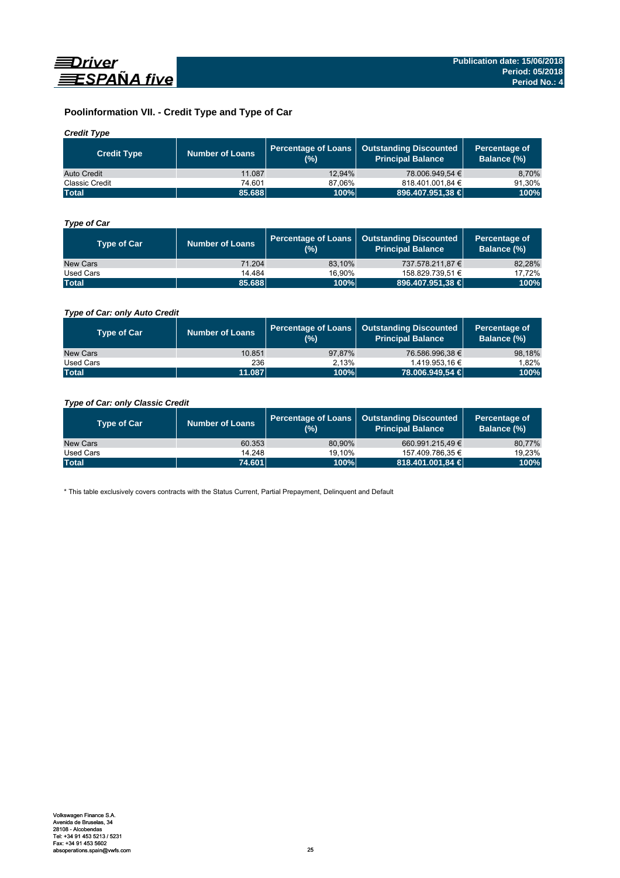## Poolinformation VII. - Credit Type and Type of Car

*Credit Type*

| Credit Type | Number of Loans | Percentage of Loans (%) | Outstanding Discounted Principal Balance | Percentage of Balance (%) |
|---|---|---|---|---|
| Auto Credit | 11.087 | 12,94% | 78.006.949,54 € | 8,70% |
| Classic Credit | 74.601 | 87,06% | 818.401.001,84 € | 91,30% |
| **Total** | **85.688** | **100%** | **896.407.951,38 €** | **100%** |

*Type of Car*

| Type of Car | Number of Loans | Percentage of Loans (%) | Outstanding Discounted Principal Balance | Percentage of Balance (%) |
|---|---|---|---|---|
| New Cars | 71.204 | 83,10% | 737.578.211,87 € | 82,28% |
| Used Cars | 14.484 | 16,90% | 158.829.739,51 € | 17,72% |
| **Total** | **85.688** | **100%** | **896.407.951,38 €** | **100%** |

*Type of Car: only Auto Credit*

| Type of Car | Number of Loans | Percentage of Loans (%) | Outstanding Discounted Principal Balance | Percentage of Balance (%) |
|---|---|---|---|---|
| New Cars | 10.851 | 97,87% | 76.586.996,38 € | 98,18% |
| Used Cars | 236 | 2,13% | 1.419.953,16 € | 1,82% |
| **Total** | **11.087** | **100%** | **78.006.949,54 €** | **100%** |

*Type of Car: only Classic Credit*

| Type of Car | Number of Loans | Percentage of Loans (%) | Outstanding Discounted Principal Balance | Percentage of Balance (%) |
|---|---|---|---|---|
| New Cars | 60.353 | 80,90% | 660.991.215,49 € | 80,77% |
| Used Cars | 14.248 | 19,10% | 157.409.786,35 € | 19,23% |
| **Total** | **74.601** | **100%** | **818.401.001,84 €** | **100%** |

* This table exclusively covers contracts with the Status Current, Partial Prepayment, Delinquent and Default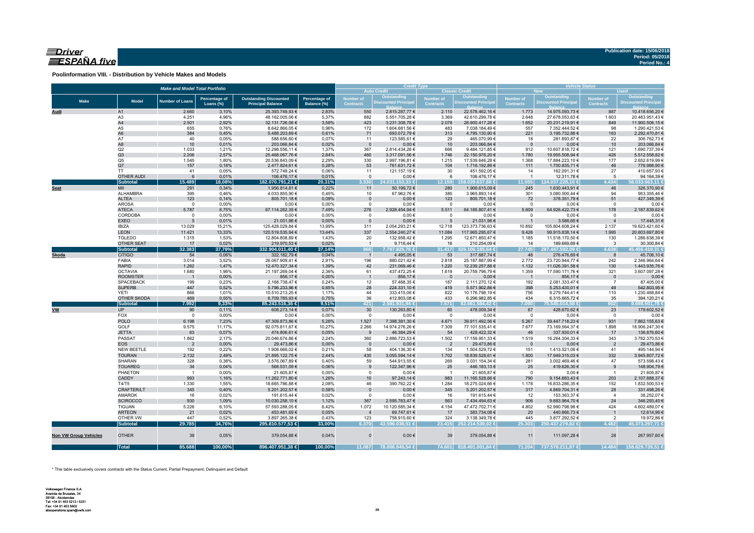Publication date: 15/06/2018
Period: 05/2018
Period No.: 4

**Poolinformation VIII. - Distribution by Vehicle Makes and Models**

| Make and Model Total Portfolio | | | | | | Credit Type | | | | Vehicle Status | | | |
|---|---|---|---|---|---|---|---|---|---|---|---|---|---|
| | | | | | | Auto Credit | | Classic Credit | | New | | Used | |
| Make | Model | Number of Loans | Percentage of Loans (%) | Outstanding Discounted Principal Balance | Percentage of Balance (%) | Number of Contracts | Outstanding Discounted Principal Balance | Number of Contracts | Outstanding Discounted Principal Balance | Number of Contracts | Outstanding Discounted Principal Balance | Number of Contracts | Outstanding Discounted Principal Balance |
| **Audi** | A1 | 2.660 | 3,10% | 25.393.749,93 € | 2,83% | 550 | 2.815.287,77 € | 2.110 | 22.578.462,16 € | 1.773 | 14.975.093,73 € | 887 | 10.418.656,20 € |
| | A3 | 4.251 | 4,96% | 48.162.005,06 € | 5,37% | 882 | 5.551.705,28 € | 3.369 | 42.610.299,78 € | 2.648 | 27.678.053,63 € | 1.603 | 20.483.951,43 € |
| | A4 | 2.501 | 2,92% | 32.131.726,06 € | 3,58% | 423 | 3.231.308,78 € | 2.078 | 28.900.417,28 € | 1.652 | 20.231.219,91 € | 849 | 11.900.506,15 € |
| | A5 | 655 | 0,76% | 8.642.866,05 € | 0,96% | 172 | 1.604.681,56 € | 483 | 7.038.184,49 € | 557 | 7.352.444,52 € | 98 | 1.290.421,53 € |
| | A6 | 384 | 0,45% | 5.488.203,69 € | 0,61% | 71 | 693.072,79 € | 313 | 4.795.130,90 € | 221 | 3.195.732,88 € | 163 | 2.292.470,81 € |
| | A7 | 40 | 0,05% | 588.656,60 € | 0,07% | 11 | 123.585,61 € | 29 | 465.070,99 € | 18 | 281.893,87 € | 22 | 306.762,73 € |
| | A8 | 10 | 0,01% | 203.066,84 € | 0,02% | 0 | 0,00 € | 10 | 203.066,84 € | 0 | 0,00 € | 10 | 203.066,84 € |
| | Q2 | 1.033 | 1,21% | 12.298.556,11 € | 1,37% | 367 | 2.814.434,26 € | 666 | 9.484.121,85 € | 912 | 10.607.818,72 € | 121 | 1.690.737,39 € |
| | Q3 | 2.206 | 2,57% | 25.468.067,76 € | 2,84% | 460 | 3.317.091,56 € | 1.746 | 22.150.976,20 € | 1.780 | 19.955.508,94 € | 426 | 5.512.558,82 € |
| | Q5 | 1.545 | 1,80% | 20.536.843,09 € | 2,29% | 330 | 2.997.196,81 € | 1.215 | 17.539.646,28 € | 1.368 | 17.884.223,10 € | 177 | 2.652.619,99 € |
| | Q7 | 157 | 0,18% | 2.477.824,61 € | 0,28% | 53 | 761.631,72 € | 104 | 1.716.192,89 € | 111 | 1.700.835,71 € | 46 | 776.988,90 € |
| | TT | 41 | 0,05% | 572.749,24 € | 0,06% | 11 | 121.157,19 € | 30 | 451.592,05 € | 14 | 162.091,31 € | 27 | 410.657,93 € |
| | OTHER AUDI | 6 | 0,01% | 106.476,17 € | 0,01% | 0 | 0,00 € | 6 | 106.476,17 € | 1 | 12.311,78 € | 5 | 94.164,39 € |
| | **Subtotal** | **15.489** | **18,08%** | **182.070.791,21 €** | **20,31%** | **3.330** | **24.031.153,33 €** | **12.159** | **158.039.637,88 €** | **11.055** | **124.037.228,10 €** | **4.434** | **58.033.563,11 €** |
| **Seat** | MII | 291 | 0,34% | 1.956.814,81 € | 0,22% | 11 | 50.199,72 € | 280 | 1.906.615,09 € | 245 | 1.630.443,91 € | 46 | 326.370,90 € |
| | ALHAMBRA | 395 | 0,46% | 4.033.855,90 € | 0,45% | 10 | 67.962,76 € | 385 | 3.965.893,14 € | 301 | 3.080.500,44 € | 94 | 953.355,46 € |
| | ALTEA | 123 | 0,14% | 805.701,18 € | 0,09% | 0 | 0,00 € | 123 | 805.701,18 € | 72 | 378.351,79 € | 51 | 427.349,39 € |
| | AROSA | 0 | 0,00% | 0,00 € | 0,00% | 0 | 0,00 € | 0 | 0,00 € | 0 | 0,00 € | 0 | 0,00 € |
| | ATECA | 5.787 | 6,75% | 67.114.262,35 € | 7,49% | 276 | 2.928.454,94 € | 5.511 | 64.185.807,41 € | 5.609 | 64.926.422,73 € | 178 | 2.187.839,62 € |
| | CORDOBA | 0 | 0,00% | 0,00 € | 0,00% | 0 | 0,00 € | 0 | 0,00 € | 0 | 0,00 € | 0 | 0,00 € |
| | EXEO | 5 | 0,01% | 21.031,96 € | 0,00% | 0 | 0,00 € | 5 | 21.031,96 € | 1 | 3.586,65 € | 4 | 17.445,31 € |
| | IBIZA | 13.029 | 15,21% | 125.428.029,84 € | 13,99% | 311 | 2.054.293,21 € | 12.718 | 123.373.736,63 € | 10.892 | 105.804.608,24 € | 2.137 | 19.623.421,60 € |
| | LEON | 11.421 | 13,33% | 120.519.535,94 € | 13,44% | 337 | 2.554.240,27 € | 11.084 | 117.965.295,67 € | 9.426 | 99.915.838,14 € | 1.995 | 20.603.697,80 € |
| | TOLEDO | 1.315 | 1,53% | 12.804.808,89 € | 1,43% | 20 | 132.958,42 € | 1.295 | 12.671.850,47 € | 1.185 | 11.518.170,50 € | 130 | 1.286.638,39 € |
| | OTHER SEAT | 17 | 0,02% | 219.970,53 € | 0,02% | 1 | 9.716,44 € | 16 | 210.254,09 € | 14 | 189.669,69 € | 3 | 30.300,84 € |
| | **Subtotal** | **32.383** | **37,79%** | **332.904.011,40 €** | **37,14%** | **966** | **7.797.825,76 €** | **31.417** | **325.106.185,64 €** | **27.745** | **287.447.592,09 €** | **4.638** | **45.456.419,31 €** |
| **Skoda** | CITIGO | 54 | 0,06% | 322.182,79 € | 0,04% | 1 | 4.495,05 € | 53 | 317.687,74 € | 46 | 276.476,69 € | 8 | 45.706,10 € |
| | FABIA | 3.014 | 3,52% | 26.067.909,41 € | 2,91% | 196 | 880.021,42 € | 2.818 | 25.187.887,99 € | 2.772 | 23.720.944,77 € | 242 | 2.346.964,64 € |
| | RAPID | 1.262 | 1,47% | 12.470.327,34 € | 1,39% | 42 | 231.069,46 € | 1.220 | 12.239.257,88 € | 1.132 | 11.026.391,58 € | 130 | 1.443.935,76 € |
| | OCTAVIA | 1.680 | 1,96% | 21.197.269,04 € | 2,36% | 61 | 437.472,25 € | 1.619 | 20.759.796,79 € | 1.359 | 17.590.171,76 € | 321 | 3.607.097,28 € |
| | ROOMSTER | 1 | 0,00% | 856,17 € | 0,00% | 1 | 856,17 € | 0 | 0,00 € | 1 | 856,17 € | 0 | 0,00 € |
| | SPACEBACK | 199 | 0,23% | 2.168.738,47 € | 0,24% | 12 | 57.468,35 € | 187 | 2.111.270,12 € | 192 | 2.081.333,47 € | 7 | 87.405,00 € |
| | SUPERB | 447 | 0,52% | 5.796.233,96 € | 0,65% | 28 | 224.331,10 € | 419 | 5.571.902,86 € | 398 | 5.253.430,01 € | 49 | 542.803,95 € |
| | YETI | 866 | 1,01% | 10.510.213,25 € | 1,17% | 44 | 333.415,06 € | 822 | 10.176.798,19 € | 756 | 9.279.744,41 € | 110 | 1.230.468,84 € |
| | OTHER SKODA | 469 | 0,55% | 6.709.785,93 € | 0,75% | 36 | 412.803,08 € | 433 | 6.296.982,85 € | 434 | 6.315.665,72 € | 35 | 394.120,21 € |
| | **Subtotal** | **7.992** | **9,33%** | **85.243.516,36 €** | **9,51%** | **421** | **2.581.931,94 €** | **7.571** | **82.661.584,42 €** | **7.090** | **75.545.014,58 €** | **902** | **9.698.501,78 €** |
| **VW** | UP | 90 | 0,11% | 608.273,14 € | 0,07% | 30 | 130.263,80 € | 60 | 478.009,34 € | 67 | 428.670,62 € | 23 | 179.602,52 € |
| | FOX | 0 | 0,00% | 0,00 € | 0,00% | 0 | 0,00 € | 0 | 0,00 € | 0 | 0,00 € | 0 | 0,00 € |
| | POLO | 6.198 | 7,23% | 47.309.873,86 € | 5,28% | 1.527 | 7.398.381,30 € | 4.671 | 39.911.492,56 € | 5.267 | 39.447.718,23 € | 931 | 7.862.155,63 € |
| | GOLF | 9.575 | 11,17% | 92.075.811,67 € | 10,27% | 2.266 | 14.974.276,26 € | 7.309 | 77.101.535,41 € | 7.677 | 73.169.564,37 € | 1.898 | 18.906.247,30 € |
| | JETTA | 63 | 0,07% | 474.806,61 € | 0,05% | 9 | 46.384,29 € | 54 | 428.422,32 € | 46 | 337.930,01 € | 17 | 136.876,60 € |
| | PASSAT | 1.862 | 2,17% | 20.046.674,86 € | 2,24% | 360 | 2.886.723,53 € | 1.502 | 17.159.951,33 € | 1.519 | 16.264.304,33 € | 343 | 3.782.370,53 € |
| | EOS | 2 | 0,00% | 29.473,86 € | 0,00% | 0 | 0,00 € | 2 | 29.473,86 € | 0 | 0,00 € | 2 | 29.473,86 € |
| | NEW BEETLE | 192 | 0,22% | 1.908.666,02 € | 0,21% | 58 | 404.136,30 € | 134 | 1.504.529,72 € | 151 | 1.413.521,08 € | 41 | 495.144,94 € |
| | TOURAN | 2.132 | 2,49% | 21.895.122,75 € | 2,44% | 430 | 3.055.594,14 € | 1.702 | 18.839.528,61 € | 1.800 | 17.949.315,03 € | 332 | 3.945.807,72 € |
| | SHARAN | 328 | 0,38% | 3.576.067,89 € | 0,40% | 59 | 544.913,55 € | 269 | 3.031.154,34 € | 281 | 3.002.469,46 € | 47 | 573.598,43 € |
| | TOUAREG | 34 | 0,04% | 568.531,09 € | 0,06% | 9 | 122.347,96 € | 25 | 446.183,13 € | 25 | 419.626,30 € | 9 | 148.904,79 € |
| | PHAETON | 1 | 0,00% | 21.605,87 € | 0,00% | 0 | 0,00 € | 1 | 21.605,87 € | 0 | 0,00 € | 1 | 21.605,87 € |
| | CADDY | 993 | 1,16% | 11.262.771,80 € | 1,26% | 10 | 97.243,14 € | 983 | 11.165.528,66 € | 790 | 9.154.883,43 € | 203 | 2.107.888,37 € |
| | T4/T5 | 1.330 | 1,55% | 18.665.786,88 € | 2,08% | 46 | 390.762,22 € | 1.284 | 18.275.024,66 € | 1.178 | 16.833.286,35 € | 152 | 1.832.500,53 € |
| | CRAFTER/LT | 345 | 0,40% | 5.201.202,57 € | 0,58% | 0 | 0,00 € | 345 | 5.201.202,57 € | 317 | 4.869.704,31 € | 28 | 331.498,26 € |
| | AMAROK | 16 | 0,02% | 191.615,44 € | 0,02% | 0 | 0,00 € | 16 | 191.615,44 € | 12 | 153.363,37 € | 4 | 38.252,07 € |
| | SCIROCCO | 930 | 1,09% | 10.030.258,10 € | 1,12% | 367 | 2.595.763,47 € | 563 | 7.434.494,63 € | 906 | 9.683.964,70 € | 24 | 346.293,40 € |
| | TIGUAN | 5.226 | 6,10% | 57.593.288,05 € | 6,42% | 1.072 | 10.120.585,34 € | 4.154 | 47.472.702,71 € | 4.802 | 52.990.798,98 € | 424 | 4.602.489,07 € |
| | ARTEON | 21 | 0,02% | 453.481,69 € | 0,05% | 4 | 69.747,61 € | 17 | 383.734,08 € | 20 | 440.866,73 € | 1 | 12.614,96 € |
| | OTHER VW | 447 | 0,52% | 3.897.265,38 € | 0,43% | 123 | 758.915,60 € | 324 | 3.138.349,78 € | 445 | 3.877.292,52 € | 2 | 19.972,86 € |
| | **Subtotal** | **29.785** | **34,76%** | **295.810.577,53 €** | **33,00%** | **6.370** | **43.596.038,51 €** | **23.415** | **252.214.539,02 €** | **25.303** | **250.437.279,82 €** | **4.482** | **45.373.297,71 €** |
| **Non VW Group Vehicles** | OTHER | 39 | 0,05% | 379.054,88 € | 0,04% | 0 | 0,00 € | 39 | 379.054,88 € | 11 | 111.097,28 € | 28 | 267.957,60 € |
| | **Total** | **85.688** | **100,00%** | **896.407.951,38 €** | **100,00%** | **11.087** | **78.006.949,54 €** | **74.601** | **818.401.001,84 €** | **71.204** | **737.578.211,87 €** | **14.484** | **158.829.739,51 €** |

\* This table exclusively covers contracts with the Status Current, Partial Prepayment, Delinquent and Default

Volkswagen Finance S.A.
Avenida de Bruselas, 34
28108 - Alcobendas
Tel: +34 91 453 5213 / 5231
Fax: +34 91 453 5602
absoperations.spain@vwfs.com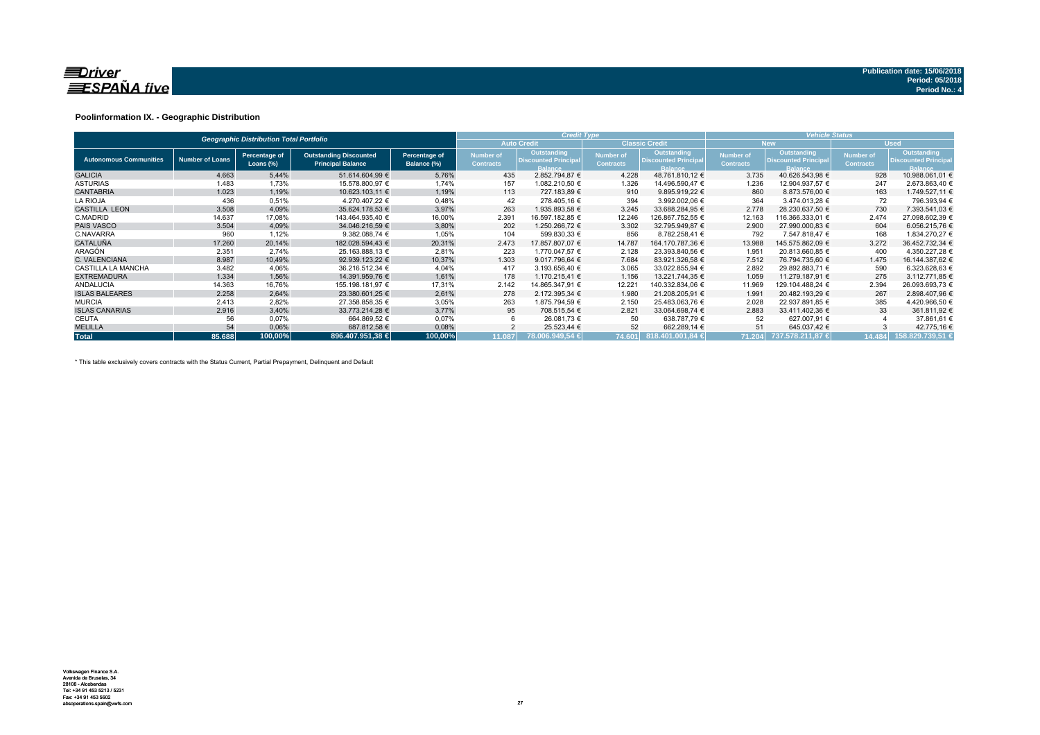**Publication date: 15/06/2018**
**Period: 05/2018**
**Period No.: 4**

## Poolinformation IX. - Geographic Distribution

| Geographic Distribution Total Portfolio | | | | | Credit Type | | | | Vehicle Status | | | |
|---|---|---|---|---|---|---|---|---|---|---|---|---|
| | | | | | Auto Credit | | Classic Credit | | New | | Used | |
| Autonomous Communities | Number of Loans | Percentage of Loans (%) | Outstanding Discounted Principal Balance | Percentage of Balance (%) | Number of Contracts | Outstanding Discounted Principal Balance | Number of Contracts | Outstanding Discounted Principal Balance | Number of Contracts | Outstanding Discounted Principal Balance | Number of Contracts | Outstanding Discounted Principal Balance |
| GALICIA | 4.663 | 5,44% | 51.614.604,99 € | 5,76% | 435 | 2.852.794,87 € | 4.228 | 48.761.810,12 € | 3.735 | 40.626.543,98 € | 928 | 10.988.061,01 € |
| ASTURIAS | 1.483 | 1,73% | 15.578.800,97 € | 1,74% | 157 | 1.082.210,50 € | 1.326 | 14.496.590,47 € | 1.236 | 12.904.937,57 € | 247 | 2.673.863,40 € |
| CANTABRIA | 1.023 | 1,19% | 10.623.103,11 € | 1,19% | 113 | 727.183,89 € | 910 | 9.895.919,22 € | 860 | 8.873.576,00 € | 163 | 1.749.527,11 € |
| LA RIOJA | 436 | 0,51% | 4.270.407,22 € | 0,48% | 42 | 278.405,16 € | 394 | 3.992.002,06 € | 364 | 3.474.013,28 € | 72 | 796.393,94 € |
| CASTILLA LEON | 3.508 | 4,09% | 35.624.178,53 € | 3,97% | 263 | 1.935.893,58 € | 3.245 | 33.688.284,95 € | 2.778 | 28.230.637,50 € | 730 | 7.393.541,03 € |
| C.MADRID | 14.637 | 17,08% | 143.464.935,40 € | 16,00% | 2.391 | 16.597.182,85 € | 12.246 | 126.867.752,55 € | 12.163 | 116.366.333,01 € | 2.474 | 27.098.602,39 € |
| PAIS VASCO | 3.504 | 4,09% | 34.046.216,59 € | 3,80% | 202 | 1.250.266,72 € | 3.302 | 32.795.949,87 € | 2.900 | 27.990.000,83 € | 604 | 6.056.215,76 € |
| C.NAVARRA | 960 | 1,12% | 9.382.088,74 € | 1,05% | 104 | 599.830,33 € | 856 | 8.782.258,41 € | 792 | 7.547.818,47 € | 168 | 1.834.270,27 € |
| CATALUÑA | 17.260 | 20,14% | 182.028.594,43 € | 20,31% | 2.473 | 17.857.807,07 € | 14.787 | 164.170.787,36 € | 13.988 | 145.575.862,09 € | 3.272 | 36.452.732,34 € |
| ARAGÓN | 2.351 | 2,74% | 25.163.888,13 € | 2,81% | 223 | 1.770.047,57 € | 2.128 | 23.393.840,56 € | 1.951 | 20.813.660,85 € | 400 | 4.350.227,28 € |
| C. VALENCIANA | 8.987 | 10,49% | 92.939.123,22 € | 10,37% | 1.303 | 9.017.796,64 € | 7.684 | 83.921.326,58 € | 7.512 | 76.794.735,60 € | 1.475 | 16.144.387,62 € |
| CASTILLA LA MANCHA | 3.482 | 4,06% | 36.216.512,34 € | 4,04% | 417 | 3.193.656,40 € | 3.065 | 33.022.855,94 € | 2.892 | 29.892.883,71 € | 590 | 6.323.628,63 € |
| EXTREMADURA | 1.334 | 1,56% | 14.391.959,76 € | 1,61% | 178 | 1.170.215,41 € | 1.156 | 13.221.744,35 € | 1.059 | 11.279.187,91 € | 275 | 3.112.771,85 € |
| ANDALUCIA | 14.363 | 16,76% | 155.198.181,97 € | 17,31% | 2.142 | 14.865.347,91 € | 12.221 | 140.332.834,06 € | 11.969 | 129.104.488,24 € | 2.394 | 26.093.693,73 € |
| ISLAS BALEARES | 2.258 | 2,64% | 23.380.601,25 € | 2,61% | 278 | 2.172.395,34 € | 1.980 | 21.208.205,91 € | 1.991 | 20.482.193,29 € | 267 | 2.898.407,96 € |
| MURCIA | 2.413 | 2,82% | 27.358.858,35 € | 3,05% | 263 | 1.875.794,59 € | 2.150 | 25.483.063,76 € | 2.028 | 22.937.891,85 € | 385 | 4.420.966,50 € |
| ISLAS CANARIAS | 2.916 | 3,40% | 33.773.214,28 € | 3,77% | 95 | 708.515,54 € | 2.821 | 33.064.698,74 € | 2.883 | 33.411.402,36 € | 33 | 361.811,92 € |
| CEUTA | 56 | 0,07% | 664.869,52 € | 0,07% | 6 | 26.081,73 € | 50 | 638.787,79 € | 52 | 627.007,91 € | 4 | 37.861,61 € |
| MELILLA | 54 | 0,06% | 687.812,58 € | 0,08% | 2 | 25.523,44 € | 52 | 662.289,14 € | 51 | 645.037,42 € | 3 | 42.775,16 € |
| **Total** | **85.688** | **100,00%** | **896.407.951,38 €** | **100,00%** | **11.087** | **78.006.949,54 €** | **74.601** | **818.401.001,84 €** | **71.204** | **737.578.211,87 €** | **14.484** | **158.829.739,51 €** |

\* This table exclusively covers contracts with the Status Current, Partial Prepayment, Delinquent and Default

Volkswagen Finance S.A.
Avenida de Bruselas, 34
28108 - Alcobendas
Tel: +34 91 453 5213 / 5231
Fax: +34 91 453 5602
absoperations.spain@vwfs.com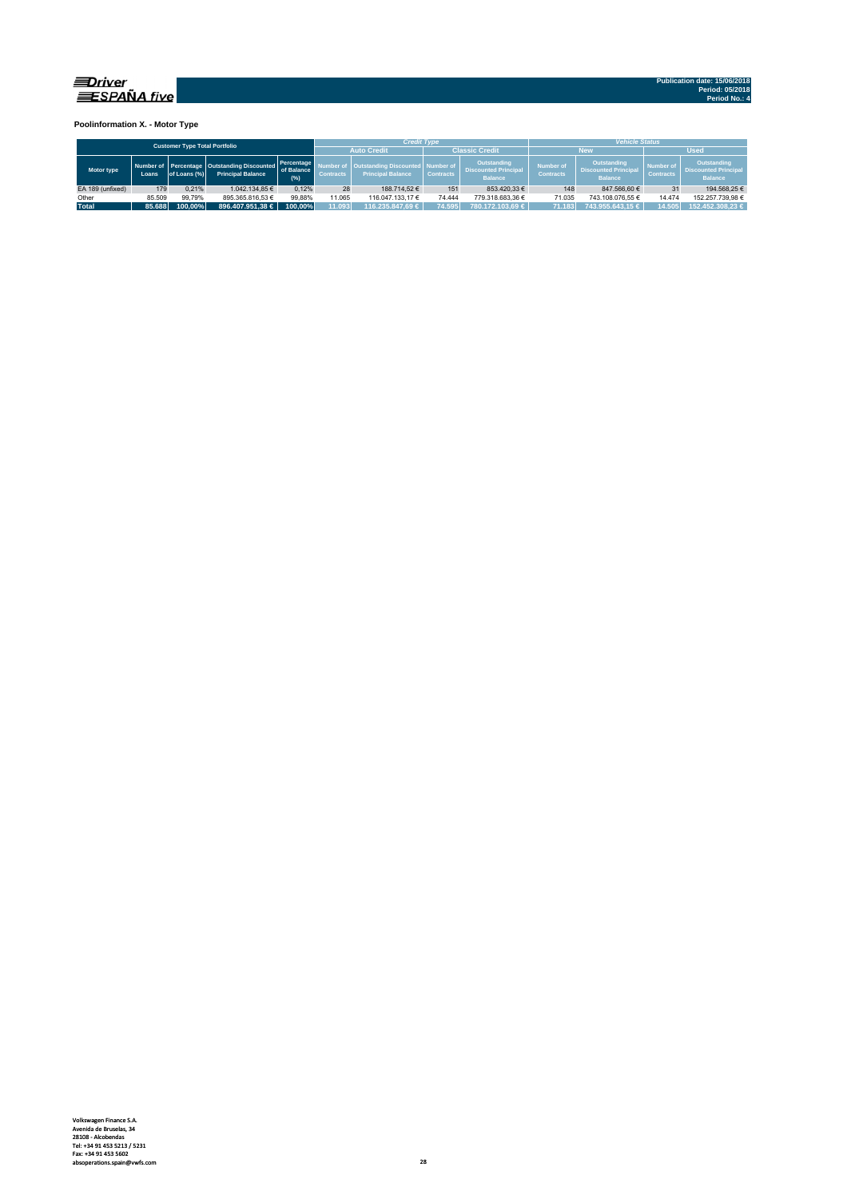Driver ESPAÑA five

Publication date: 15/06/2018
Period: 05/2018
Period No.: 4

**Poolinformation X. - Motor Type**

| Customer Type Total Portfolio | | | | | Credit Type | | | | Vehicle Status | | | |
|---|---|---|---|---|---|---|---|---|---|---|---|---|
| | | | | | Auto Credit | | Classic Credit | | New | | Used | |
| Motor type | Number of Loans | Percentage of Loans (%) | Outstanding Discounted Principal Balance | Percentage of Balance (%) | Number of Contracts | Outstanding Discounted Principal Balance | Number of Contracts | Outstanding Discounted Principal Balance | Number of Contracts | Outstanding Discounted Principal Balance | Number of Contracts | Outstanding Discounted Principal Balance |
| EA 189 (unfixed) | 179 | 0,21% | 1.042.134,85 € | 0,12% | 28 | 188.714,52 € | 151 | 853.420,33 € | 148 | 847.566,60 € | 31 | 194.568,25 € |
| Other | 85.509 | 99,79% | 895.365.816,53 € | 99,88% | 11.065 | 116.047.133,17 € | 74.444 | 779.318.683,36 € | 71.035 | 743.108.076,55 € | 14.474 | 152.257.739,98 € |
| Total | 85.688 | 100,00% | 896.407.951,38 € | 100,00% | 11.093 | 116.235.847,69 € | 74.595 | 780.172.103,69 € | 71.183 | 743.955.643,15 € | 14.505 | 152.452.308,23 € |

Volkswagen Finance S.A.
Avenida de Bruselas, 34
28108 - Alcobendas
Tel: +34 91 453 5213 / 5231
Fax: +34 91 453 5602
absoperations.spain@vwfs.com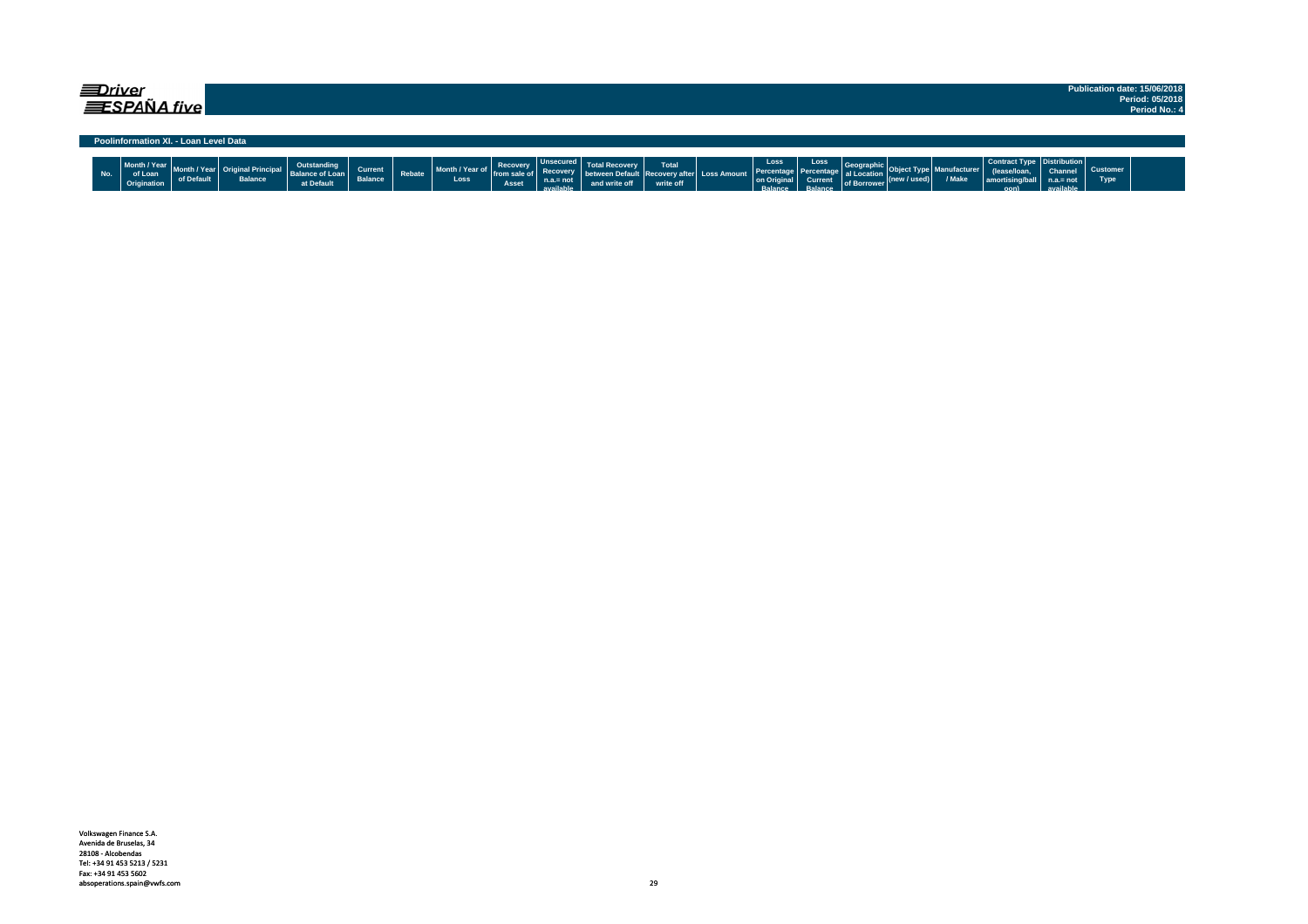**Driver ESPAÑA five**

Publication date: 15/06/2018
Period: 05/2018
Period No.: 4

## Poolinformation XI. - Loan Level Data

| No. | Month / Year of Loan Origination | Month / Year of Default | Original Principal Balance | Outstanding Balance of Loan at Default | Current Balance | Rebate | Month / Year of Loss | Recovery from sale of Asset | Unsecured Recovery n.a.= not available | Total Recovery between Default and write off | Total Recovery after write off | Loss Amount | Loss Percentage on Original Balance | Loss Percentage Current Balance | Geographical Location of Borrower | Object Type (new / used) | Manufacturer / Make | Contract Type (lease/loan, amortising/balloon) | Distribution Channel n.a.= not available | Customer Type |
|---|---|---|---|---|---|---|---|---|---|---|---|---|---|---|---|---|---|---|---|---|

Volkswagen Finance S.A.
Avenida de Bruselas, 34
28108 - Alcobendas
Tel: +34 91 453 5213 / 5231
Fax: +34 91 453 5602
absoperations.spain@vwfs.com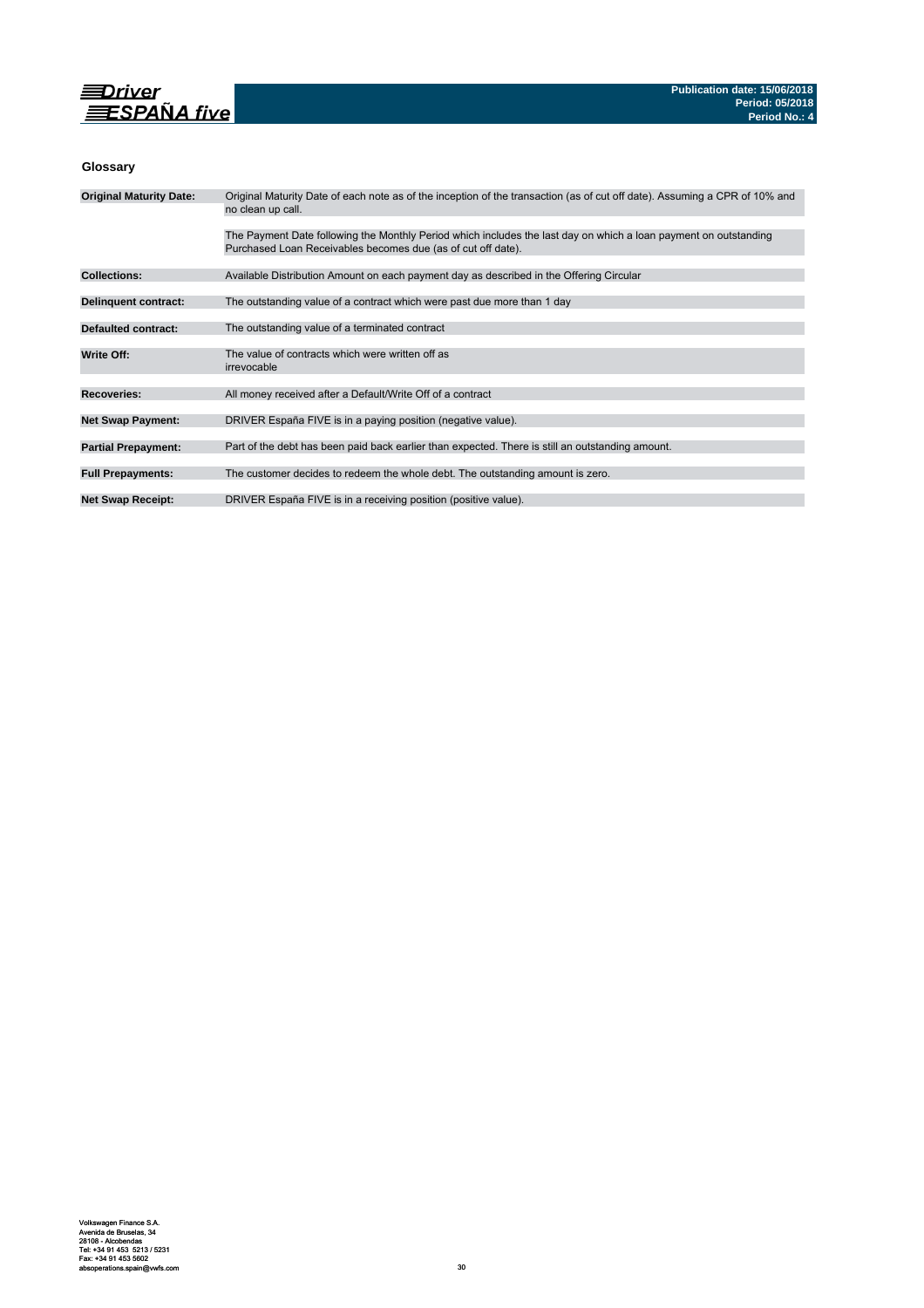## Glossary

| | |
|---|---|
| **Original Maturity Date:** | Original Maturity Date of each note as of the inception of the transaction (as of cut off date). Assuming a CPR of 10% and no clean up call. |
| | The Payment Date following the Monthly Period which includes the last day on which a loan payment on outstanding Purchased Loan Receivables becomes due (as of cut off date). |
| **Collections:** | Available Distribution Amount on each payment day as described in the Offering Circular |
| **Delinquent contract:** | The outstanding value of a contract which were past due more than 1 day |
| **Defaulted contract:** | The outstanding value of a terminated contract |
| **Write Off:** | The value of contracts which were written off as irrevocable |
| **Recoveries:** | All money received after a Default/Write Off of a contract |
| **Net Swap Payment:** | DRIVER España FIVE is in a paying position (negative value). |
| **Partial Prepayment:** | Part of the debt has been paid back earlier than expected. There is still an outstanding amount. |
| **Full Prepayments:** | The customer decides to redeem the whole debt. The outstanding amount is zero. |
| **Net Swap Receipt:** | DRIVER España FIVE is in a receiving position (positive value). |

Volkswagen Finance S.A.
Avenida de Bruselas, 34
28108 - Alcobendas
Tel: +34 91 453 5213 / 5231
Fax: +34 91 453 5602
absoperations.spain@vwfs.com